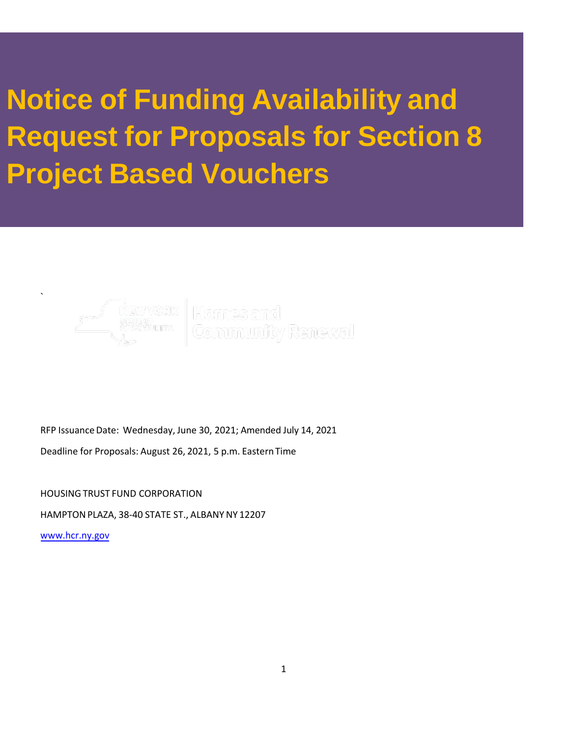# Notice of Funding Availability and Request for Proposals for Section 8 Project Based Vouchers

RFP Issuance Date: Wednesday, June 30, 2021; Amended July 14, 2021

Deadline for Proposals: August 26, 2021, 5 p.m. Eastern Time

HOUSING TRUST FUND CORPORATION

HAMPTON PLAZA, 38-40 STATE ST., ALBANY NY 12207

www.hcr.ny.gov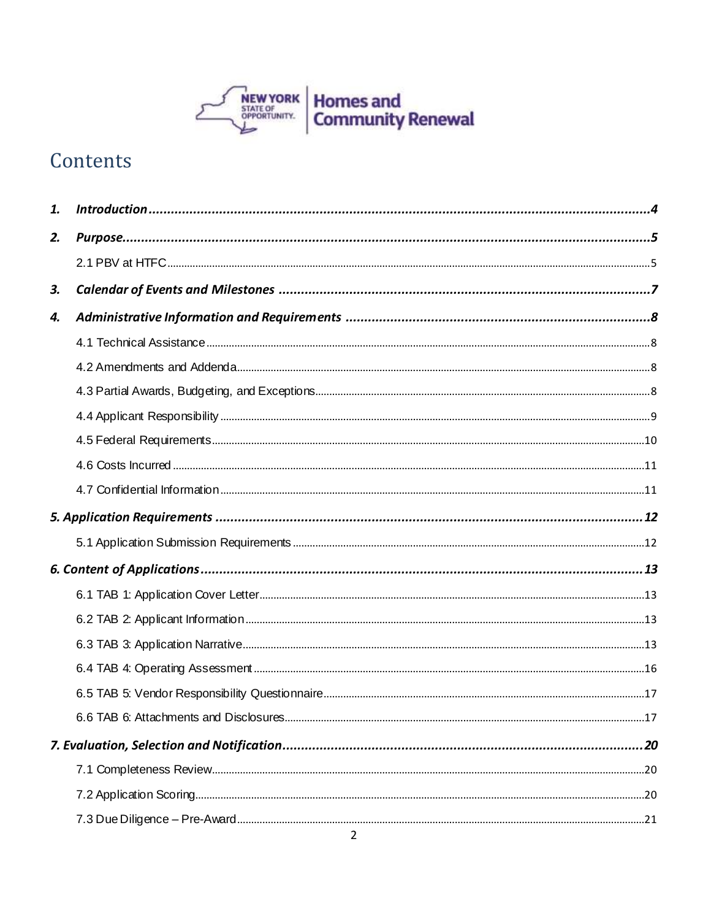# Contents

1. ***Introduction*** ........ 4
2. ***Purpose*** ........ 5
   - 2.1 PBV at HTFC ........ 5
3. ***Calendar of Events and Milestones*** ........ 7
4. ***Administrative Information and Requirements*** ........ 8
   - 4.1 Technical Assistance ........ 8
   - 4.2 Amendments and Addenda ........ 8
   - 4.3 Partial Awards, Budgeting, and Exceptions ........ 8
   - 4.4 Applicant Responsibility ........ 9
   - 4.5 Federal Requirements ........ 10
   - 4.6 Costs Incurred ........ 11
   - 4.7 Confidential Information ........ 11

***5. Application Requirements*** ........ 12
   - 5.1 Application Submission Requirements ........ 12

***6. Content of Applications*** ........ 13
   - 6.1 TAB 1: Application Cover Letter ........ 13
   - 6.2 TAB 2: Applicant Information ........ 13
   - 6.3 TAB 3: Application Narrative ........ 13
   - 6.4 TAB 4: Operating Assessment ........ 16
   - 6.5 TAB 5: Vendor Responsibility Questionnaire ........ 17
   - 6.6 TAB 6: Attachments and Disclosures ........ 17

***7. Evaluation, Selection and Notification*** ........ 20
   - 7.1 Completeness Review ........ 20
   - 7.2 Application Scoring ........ 20
   - 7.3 Due Diligence – Pre-Award ........ 21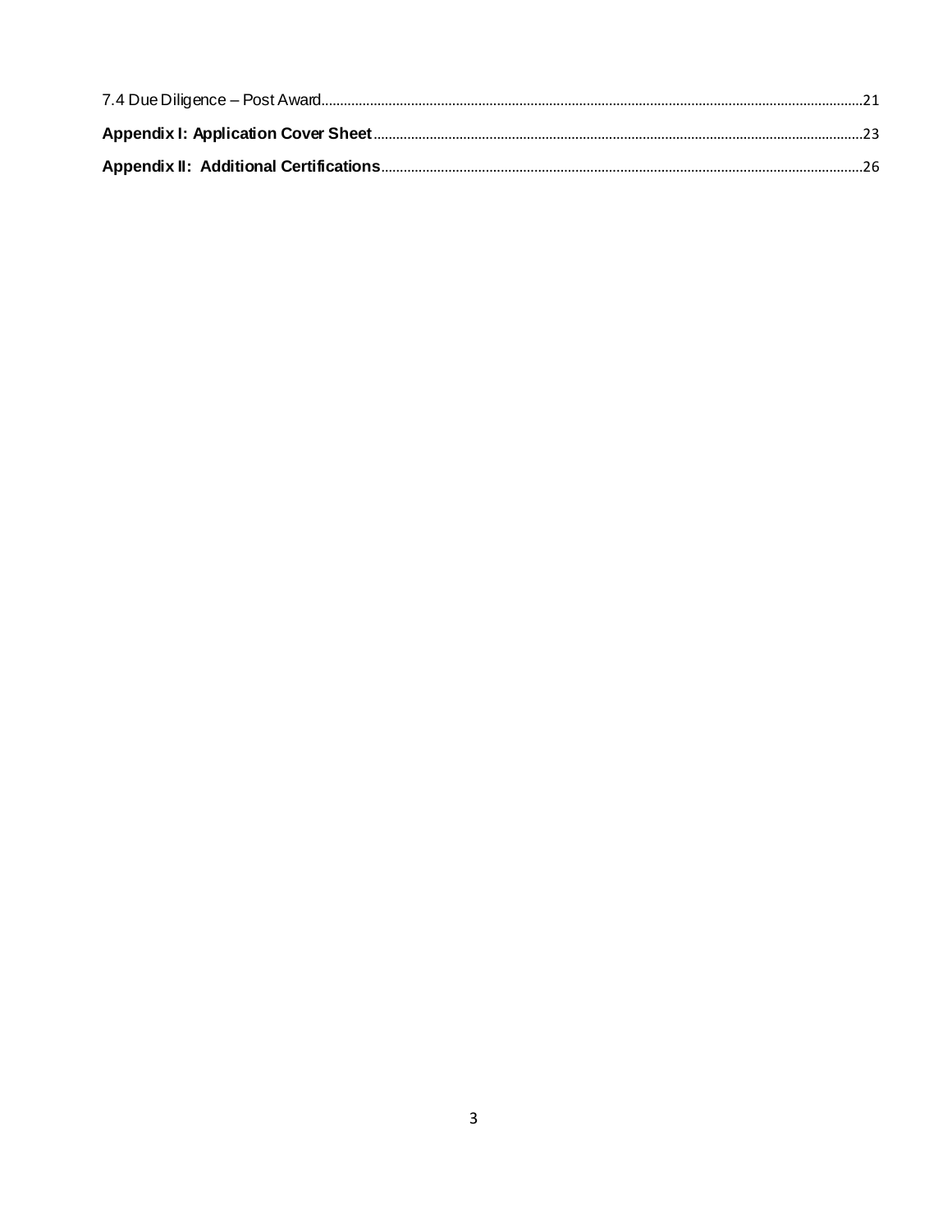7.4 Due Diligence – Post Award....21

**Appendix I: Application Cover Sheet**....23

**Appendix II: Additional Certifications**....26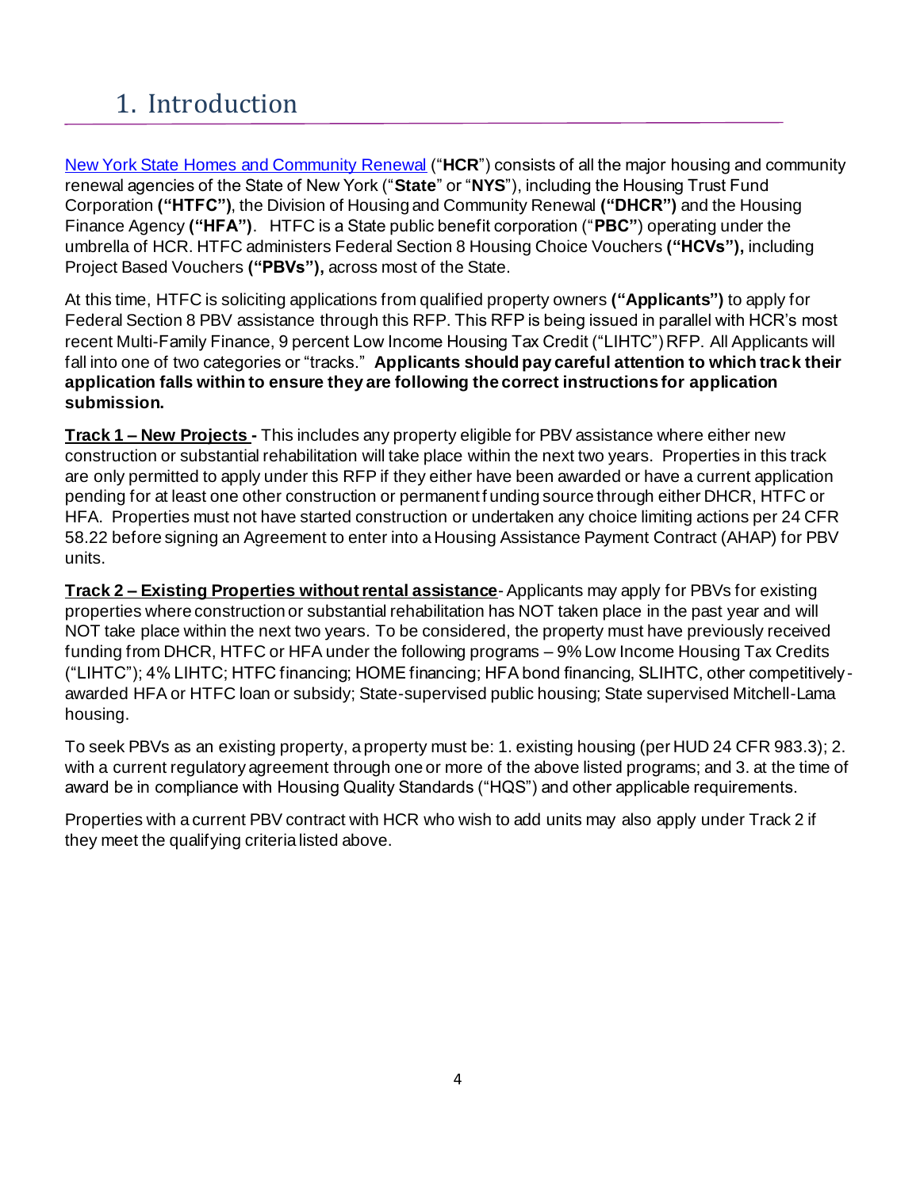# 1. Introduction

[New York State Homes and Community Renewal](#) ("**HCR**") consists of all the major housing and community renewal agencies of the State of New York ("**State**" or "**NYS**"), including the Housing Trust Fund Corporation **("HTFC")**, the Division of Housing and Community Renewal **("DHCR")** and the Housing Finance Agency **("HFA")**. HTFC is a State public benefit corporation ("**PBC**") operating under the umbrella of HCR. HTFC administers Federal Section 8 Housing Choice Vouchers **("HCVs"),** including Project Based Vouchers **("PBVs"),** across most of the State.

At this time, HTFC is soliciting applications from qualified property owners **("Applicants")** to apply for Federal Section 8 PBV assistance through this RFP. This RFP is being issued in parallel with HCR's most recent Multi-Family Finance, 9 percent Low Income Housing Tax Credit ("LIHTC") RFP. All Applicants will fall into one of two categories or "tracks." **Applicants should pay careful attention to which track their application falls within to ensure they are following the correct instructions for application submission.**

**Track 1 – New Projects -** This includes any property eligible for PBV assistance where either new construction or substantial rehabilitation will take place within the next two years. Properties in this track are only permitted to apply under this RFP if they either have been awarded or have a current application pending for at least one other construction or permanent funding source through either DHCR, HTFC or HFA. Properties must not have started construction or undertaken any choice limiting actions per 24 CFR 58.22 before signing an Agreement to enter into a Housing Assistance Payment Contract (AHAP) for PBV units.

**Track 2 – Existing Properties without rental assistance**- Applicants may apply for PBVs for existing properties where construction or substantial rehabilitation has NOT taken place in the past year and will NOT take place within the next two years. To be considered, the property must have previously received funding from DHCR, HTFC or HFA under the following programs – 9% Low Income Housing Tax Credits ("LIHTC"); 4% LIHTC; HTFC financing; HOME financing; HFA bond financing, SLIHTC, other competitively-awarded HFA or HTFC loan or subsidy; State-supervised public housing; State supervised Mitchell-Lama housing.

To seek PBVs as an existing property, a property must be: 1. existing housing (per HUD 24 CFR 983.3); 2. with a current regulatory agreement through one or more of the above listed programs; and 3. at the time of award be in compliance with Housing Quality Standards ("HQS") and other applicable requirements.

Properties with a current PBV contract with HCR who wish to add units may also apply under Track 2 if they meet the qualifying criteria listed above.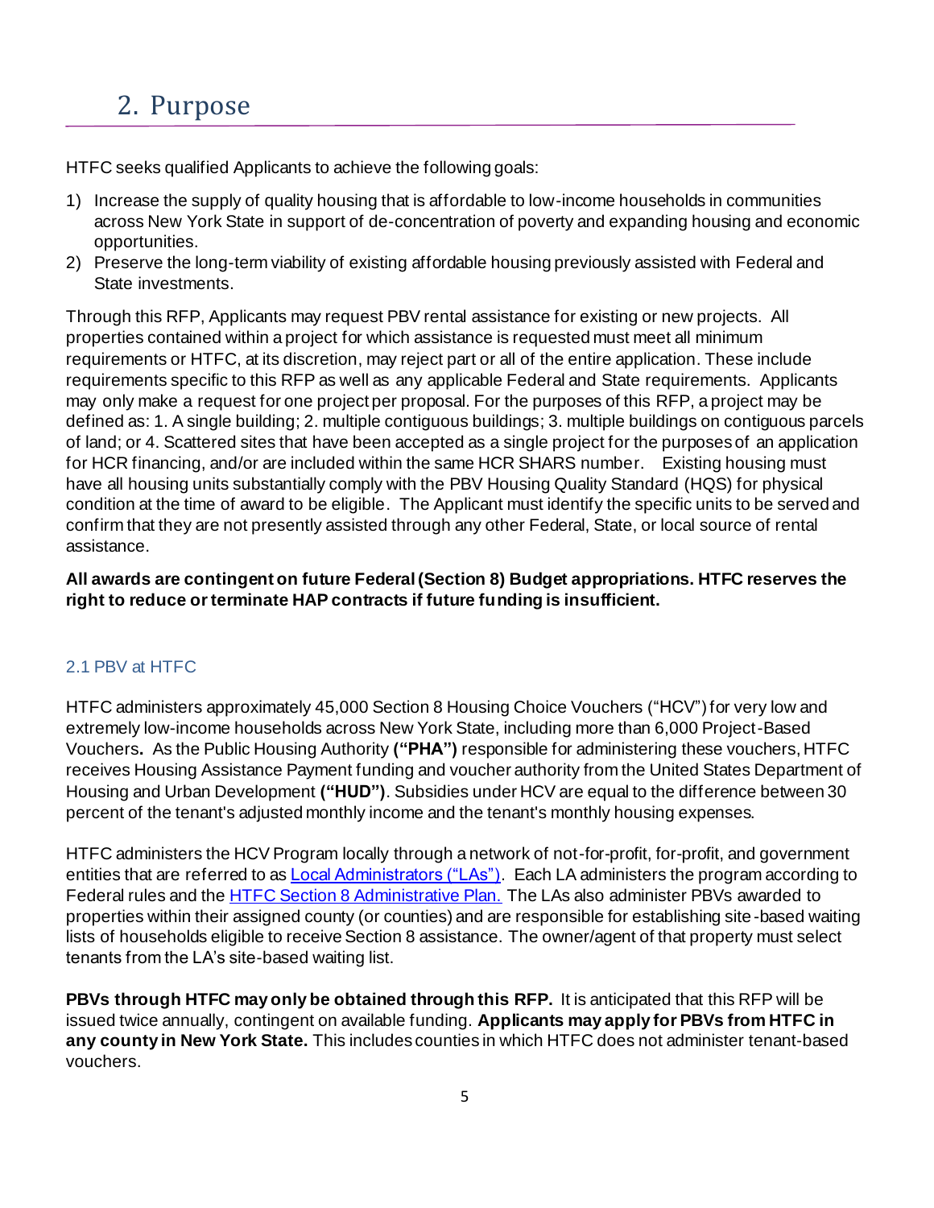# 2. Purpose

HTFC seeks qualified Applicants to achieve the following goals:

1) Increase the supply of quality housing that is affordable to low-income households in communities across New York State in support of de-concentration of poverty and expanding housing and economic opportunities.
2) Preserve the long-term viability of existing affordable housing previously assisted with Federal and State investments.

Through this RFP, Applicants may request PBV rental assistance for existing or new projects. All properties contained within a project for which assistance is requested must meet all minimum requirements or HTFC, at its discretion, may reject part or all of the entire application. These include requirements specific to this RFP as well as any applicable Federal and State requirements. Applicants may only make a request for one project per proposal. For the purposes of this RFP, a project may be defined as: 1. A single building; 2. multiple contiguous buildings; 3. multiple buildings on contiguous parcels of land; or 4. Scattered sites that have been accepted as a single project for the purposes of an application for HCR financing, and/or are included within the same HCR SHARS number. Existing housing must have all housing units substantially comply with the PBV Housing Quality Standard (HQS) for physical condition at the time of award to be eligible. The Applicant must identify the specific units to be served and confirm that they are not presently assisted through any other Federal, State, or local source of rental assistance.

**All awards are contingent on future Federal (Section 8) Budget appropriations. HTFC reserves the right to reduce or terminate HAP contracts if future funding is insufficient.**

## 2.1 PBV at HTFC

HTFC administers approximately 45,000 Section 8 Housing Choice Vouchers ("HCV") for very low and extremely low-income households across New York State, including more than 6,000 Project-Based Vouchers**.** As the Public Housing Authority **("PHA")** responsible for administering these vouchers, HTFC receives Housing Assistance Payment funding and voucher authority from the United States Department of Housing and Urban Development **("HUD")**. Subsidies under HCV are equal to the difference between 30 percent of the tenant's adjusted monthly income and the tenant's monthly housing expenses.

HTFC administers the HCV Program locally through a network of not-for-profit, for-profit, and government entities that are referred to as Local Administrators ("LAs"). Each LA administers the program according to Federal rules and the HTFC Section 8 Administrative Plan. The LAs also administer PBVs awarded to properties within their assigned county (or counties) and are responsible for establishing site-based waiting lists of households eligible to receive Section 8 assistance. The owner/agent of that property must select tenants from the LA's site-based waiting list.

**PBVs through HTFC may only be obtained through this RFP.** It is anticipated that this RFP will be issued twice annually, contingent on available funding. **Applicants may apply for PBVs from HTFC in any county in New York State.** This includes counties in which HTFC does not administer tenant-based vouchers.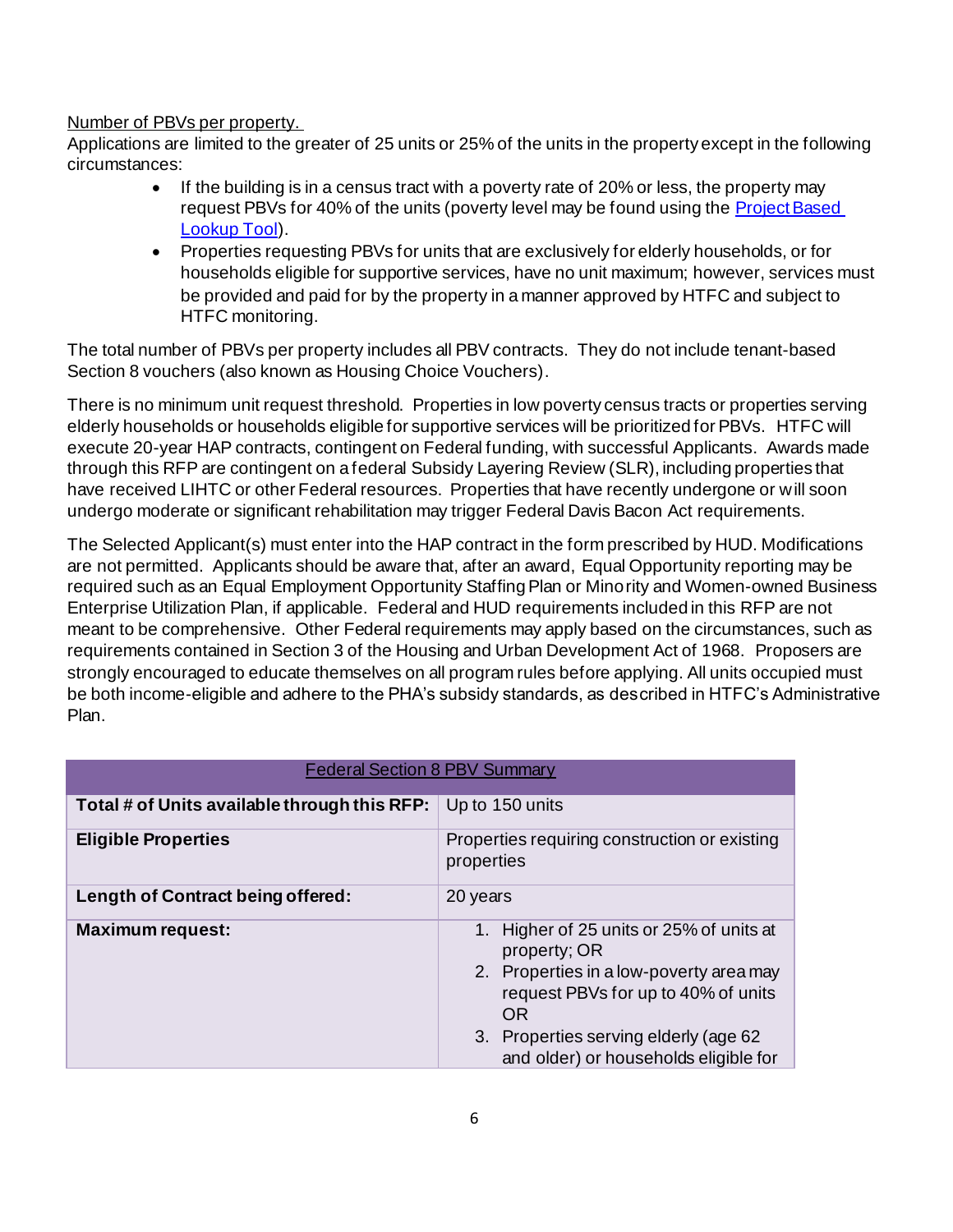Number of PBVs per property.

Applications are limited to the greater of 25 units or 25% of the units in the property except in the following circumstances:

- If the building is in a census tract with a poverty rate of 20% or less, the property may request PBVs for 40% of the units (poverty level may be found using the Project Based Lookup Tool).
- Properties requesting PBVs for units that are exclusively for elderly households, or for households eligible for supportive services, have no unit maximum; however, services must be provided and paid for by the property in a manner approved by HTFC and subject to HTFC monitoring.

The total number of PBVs per property includes all PBV contracts. They do not include tenant-based Section 8 vouchers (also known as Housing Choice Vouchers).

There is no minimum unit request threshold. Properties in low poverty census tracts or properties serving elderly households or households eligible for supportive services will be prioritized for PBVs. HTFC will execute 20-year HAP contracts, contingent on Federal funding, with successful Applicants. Awards made through this RFP are contingent on a federal Subsidy Layering Review (SLR), including properties that have received LIHTC or other Federal resources. Properties that have recently undergone or will soon undergo moderate or significant rehabilitation may trigger Federal Davis Bacon Act requirements.

The Selected Applicant(s) must enter into the HAP contract in the form prescribed by HUD. Modifications are not permitted. Applicants should be aware that, after an award, Equal Opportunity reporting may be required such as an Equal Employment Opportunity Staffing Plan or Minority and Women-owned Business Enterprise Utilization Plan, if applicable. Federal and HUD requirements included in this RFP are not meant to be comprehensive. Other Federal requirements may apply based on the circumstances, such as requirements contained in Section 3 of the Housing and Urban Development Act of 1968. Proposers are strongly encouraged to educate themselves on all program rules before applying. All units occupied must be both income-eligible and adhere to the PHA's subsidy standards, as described in HTFC's Administrative Plan.

| Federal Section 8 PBV Summary | |
|---|---|
| **Total # of Units available through this RFP:** | Up to 150 units |
| **Eligible Properties** | Properties requiring construction or existing properties |
| **Length of Contract being offered:** | 20 years |
| **Maximum request:** | 1. Higher of 25 units or 25% of units at property; OR<br>2. Properties in a low-poverty area may request PBVs for up to 40% of units OR<br>3. Properties serving elderly (age 62 and older) or households eligible for |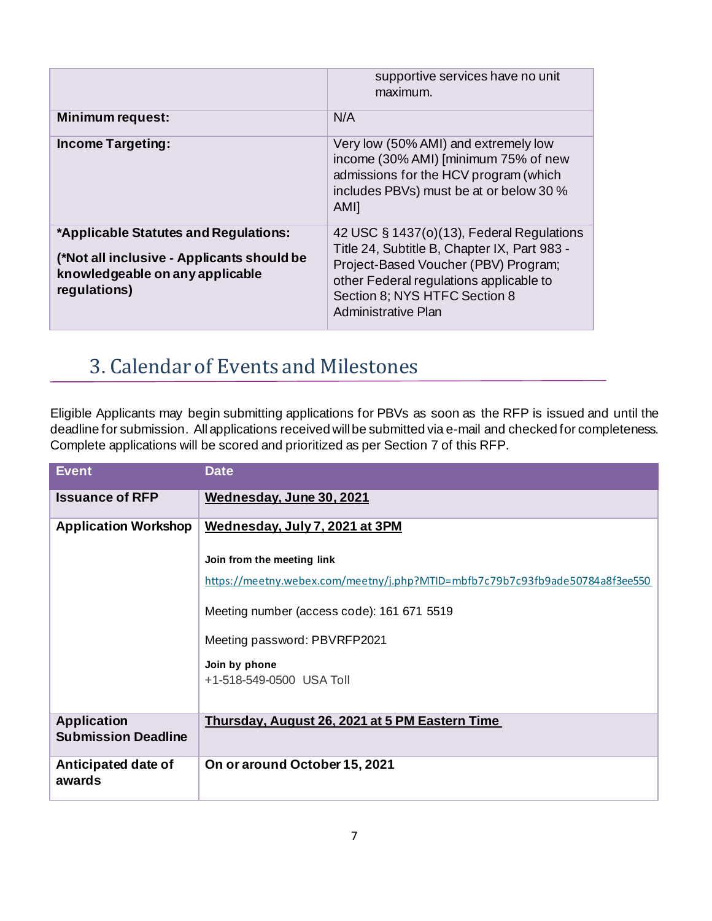| | |
|---|---|
| | supportive services have no unit maximum. |
| **Minimum request:** | N/A |
| **Income Targeting:** | Very low (50% AMI) and extremely low income (30% AMI) [minimum 75% of new admissions for the HCV program (which includes PBVs) must be at or below 30 % AMI] |
| ***Applicable Statutes and Regulations:** **(*Not all inclusive - Applicants should be knowledgeable on any applicable regulations)** | 42 USC § 1437(o)(13), Federal Regulations Title 24, Subtitle B, Chapter IX, Part 983 - Project-Based Voucher (PBV) Program; other Federal regulations applicable to Section 8; NYS HTFC Section 8 Administrative Plan |

## 3. Calendar of Events and Milestones

Eligible Applicants may begin submitting applications for PBVs as soon as the RFP is issued and until the deadline for submission. All applications received will be submitted via e-mail and checked for completeness. Complete applications will be scored and prioritized as per Section 7 of this RFP.

| Event | Date |
|---|---|
| **Issuance of RFP** | **Wednesday, June 30, 2021** |
| **Application Workshop** | **Wednesday, July 7, 2021 at 3PM**<br><br>**Join from the meeting link**<br>https://meetny.webex.com/meetny/j.php?MTID=mbfb7c79b7c93fb9ade50784a8f3ee550<br><br>Meeting number (access code): 161 671 5519<br><br>Meeting password: PBVRFP2021<br><br>**Join by phone**<br>+1-518-549-0500 USA Toll |
| **Application Submission Deadline** | **Thursday, August 26, 2021 at 5 PM Eastern Time** |
| **Anticipated date of awards** | **On or around October 15, 2021** |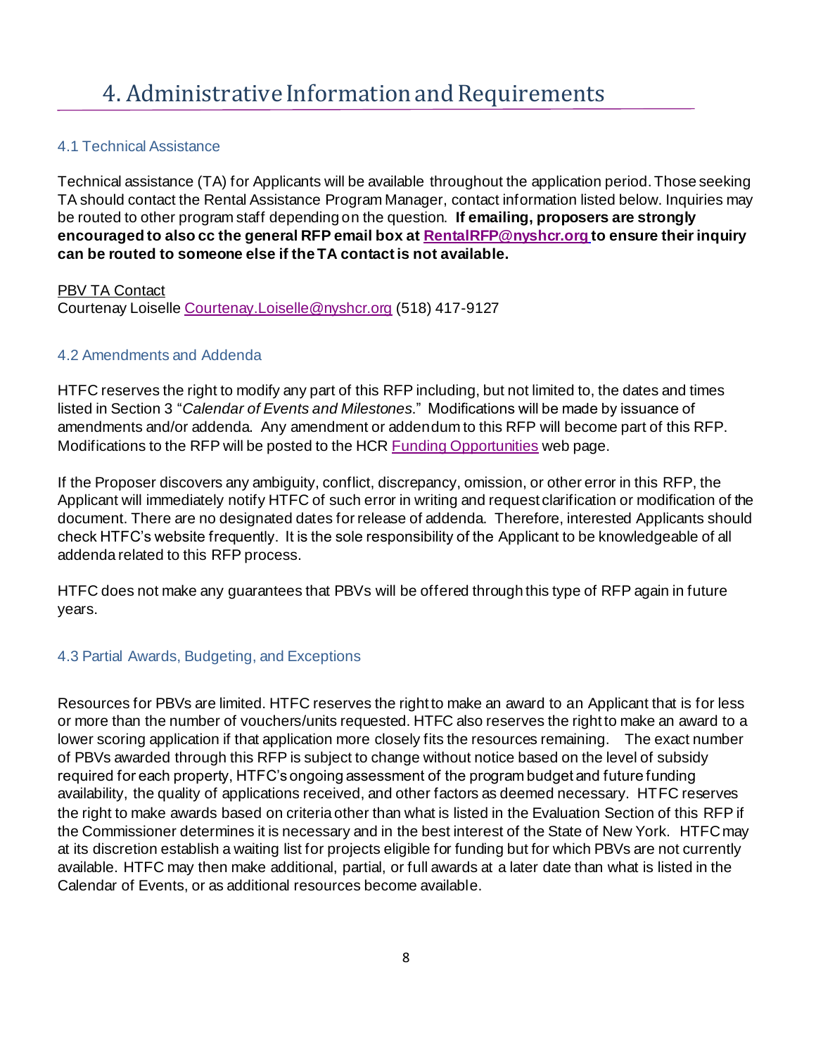# 4. Administrative Information and Requirements

## 4.1 Technical Assistance

Technical assistance (TA) for Applicants will be available throughout the application period. Those seeking TA should contact the Rental Assistance Program Manager, contact information listed below. Inquiries may be routed to other program staff depending on the question. **If emailing, proposers are strongly encouraged to also cc the general RFP email box at RentalRFP@nyshcr.org to ensure their inquiry can be routed to someone else if the TA contact is not available.**

PBV TA Contact
Courtenay Loiselle Courtenay.Loiselle@nyshcr.org (518) 417-9127

## 4.2 Amendments and Addenda

HTFC reserves the right to modify any part of this RFP including, but not limited to, the dates and times listed in Section 3 "*Calendar of Events and Milestones.*" Modifications will be made by issuance of amendments and/or addenda. Any amendment or addendum to this RFP will become part of this RFP. Modifications to the RFP will be posted to the HCR Funding Opportunities web page.

If the Proposer discovers any ambiguity, conflict, discrepancy, omission, or other error in this RFP, the Applicant will immediately notify HTFC of such error in writing and request clarification or modification of the document. There are no designated dates for release of addenda. Therefore, interested Applicants should check HTFC's website frequently. It is the sole responsibility of the Applicant to be knowledgeable of all addenda related to this RFP process.

HTFC does not make any guarantees that PBVs will be offered through this type of RFP again in future years.

## 4.3 Partial Awards, Budgeting, and Exceptions

Resources for PBVs are limited. HTFC reserves the right to make an award to an Applicant that is for less or more than the number of vouchers/units requested. HTFC also reserves the right to make an award to a lower scoring application if that application more closely fits the resources remaining. The exact number of PBVs awarded through this RFP is subject to change without notice based on the level of subsidy required for each property, HTFC's ongoing assessment of the program budget and future funding availability, the quality of applications received, and other factors as deemed necessary. HTFC reserves the right to make awards based on criteria other than what is listed in the Evaluation Section of this RFP if the Commissioner determines it is necessary and in the best interest of the State of New York. HTFC may at its discretion establish a waiting list for projects eligible for funding but for which PBVs are not currently available. HTFC may then make additional, partial, or full awards at a later date than what is listed in the Calendar of Events, or as additional resources become available.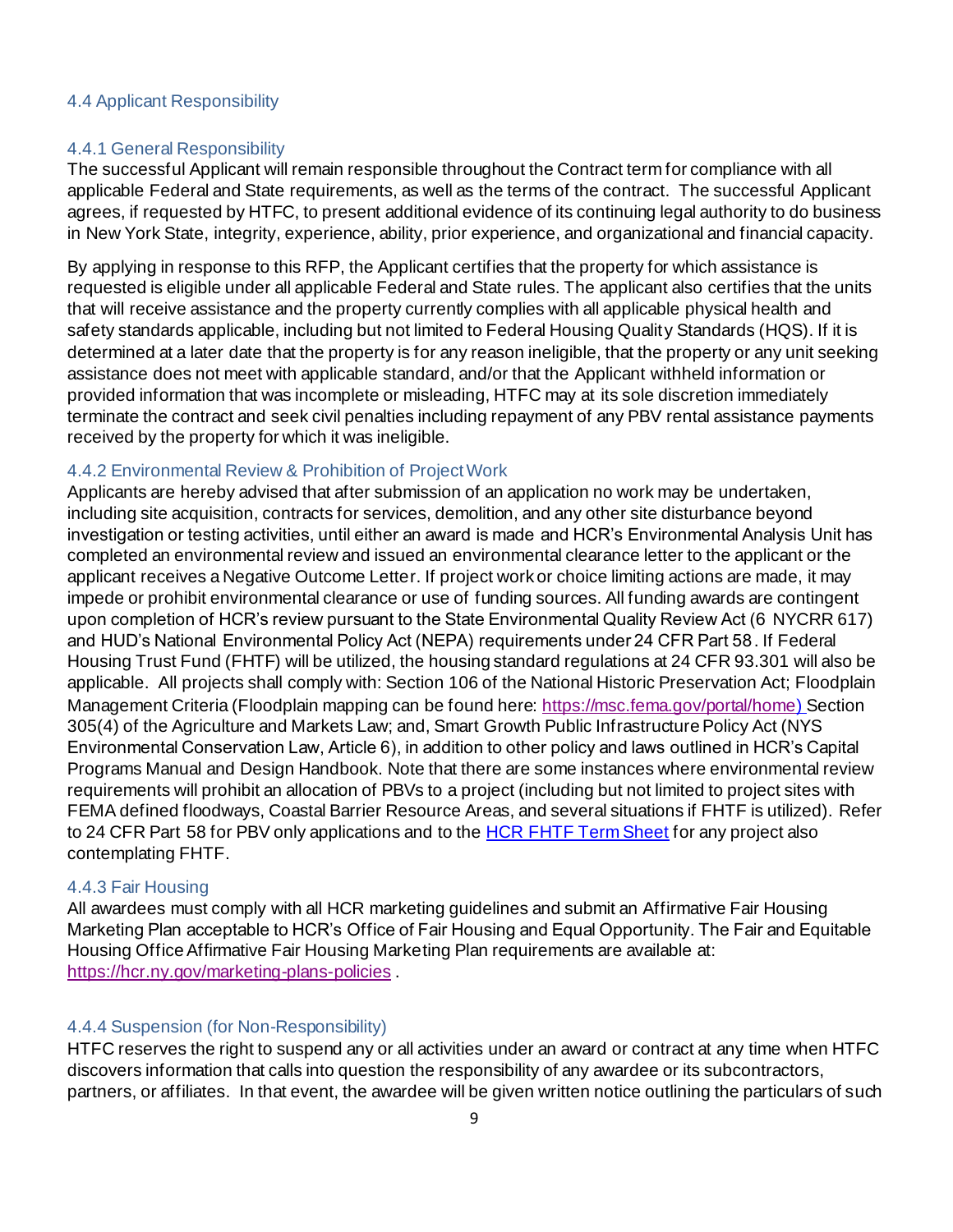### 4.4 Applicant Responsibility

#### 4.4.1 General Responsibility

The successful Applicant will remain responsible throughout the Contract term for compliance with all applicable Federal and State requirements, as well as the terms of the contract. The successful Applicant agrees, if requested by HTFC, to present additional evidence of its continuing legal authority to do business in New York State, integrity, experience, ability, prior experience, and organizational and financial capacity.

By applying in response to this RFP, the Applicant certifies that the property for which assistance is requested is eligible under all applicable Federal and State rules. The applicant also certifies that the units that will receive assistance and the property currently complies with all applicable physical health and safety standards applicable, including but not limited to Federal Housing Quality Standards (HQS). If it is determined at a later date that the property is for any reason ineligible, that the property or any unit seeking assistance does not meet with applicable standard, and/or that the Applicant withheld information or provided information that was incomplete or misleading, HTFC may at its sole discretion immediately terminate the contract and seek civil penalties including repayment of any PBV rental assistance payments received by the property for which it was ineligible.

#### 4.4.2 Environmental Review & Prohibition of Project Work

Applicants are hereby advised that after submission of an application no work may be undertaken, including site acquisition, contracts for services, demolition, and any other site disturbance beyond investigation or testing activities, until either an award is made and HCR's Environmental Analysis Unit has completed an environmental review and issued an environmental clearance letter to the applicant or the applicant receives a Negative Outcome Letter. If project work or choice limiting actions are made, it may impede or prohibit environmental clearance or use of funding sources. All funding awards are contingent upon completion of HCR's review pursuant to the State Environmental Quality Review Act (6 NYCRR 617) and HUD's National Environmental Policy Act (NEPA) requirements under 24 CFR Part 58. If Federal Housing Trust Fund (FHTF) will be utilized, the housing standard regulations at 24 CFR 93.301 will also be applicable. All projects shall comply with: Section 106 of the National Historic Preservation Act; Floodplain Management Criteria (Floodplain mapping can be found here: https://msc.fema.gov/portal/home) Section 305(4) of the Agriculture and Markets Law; and, Smart Growth Public Infrastructure Policy Act (NYS Environmental Conservation Law, Article 6), in addition to other policy and laws outlined in HCR's Capital Programs Manual and Design Handbook. Note that there are some instances where environmental review requirements will prohibit an allocation of PBVs to a project (including but not limited to project sites with FEMA defined floodways, Coastal Barrier Resource Areas, and several situations if FHTF is utilized). Refer to 24 CFR Part 58 for PBV only applications and to the HCR FHTF Term Sheet for any project also contemplating FHTF.

#### 4.4.3 Fair Housing

All awardees must comply with all HCR marketing guidelines and submit an Affirmative Fair Housing Marketing Plan acceptable to HCR's Office of Fair Housing and Equal Opportunity. The Fair and Equitable Housing Office Affirmative Fair Housing Marketing Plan requirements are available at: https://hcr.ny.gov/marketing-plans-policies .

#### 4.4.4 Suspension (for Non-Responsibility)

HTFC reserves the right to suspend any or all activities under an award or contract at any time when HTFC discovers information that calls into question the responsibility of any awardee or its subcontractors, partners, or affiliates. In that event, the awardee will be given written notice outlining the particulars of such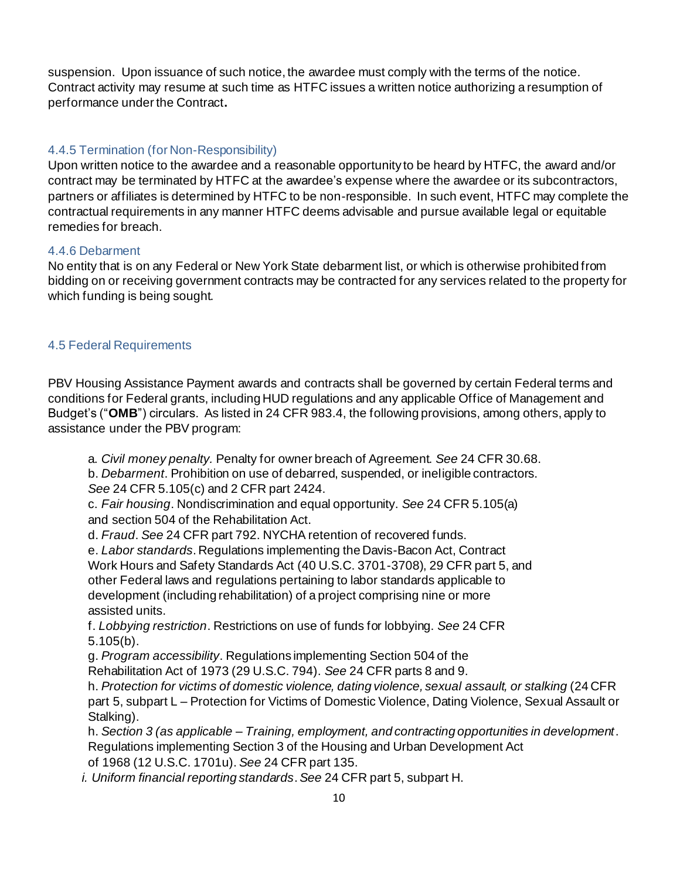suspension. Upon issuance of such notice, the awardee must comply with the terms of the notice. Contract activity may resume at such time as HTFC issues a written notice authorizing a resumption of performance under the Contract**.**

#### 4.4.5 Termination (for Non-Responsibility)

Upon written notice to the awardee and a reasonable opportunity to be heard by HTFC, the award and/or contract may be terminated by HTFC at the awardee's expense where the awardee or its subcontractors, partners or affiliates is determined by HTFC to be non-responsible. In such event, HTFC may complete the contractual requirements in any manner HTFC deems advisable and pursue available legal or equitable remedies for breach.

#### 4.4.6 Debarment

No entity that is on any Federal or New York State debarment list, or which is otherwise prohibited from bidding on or receiving government contracts may be contracted for any services related to the property for which funding is being sought.

### 4.5 Federal Requirements

PBV Housing Assistance Payment awards and contracts shall be governed by certain Federal terms and conditions for Federal grants, including HUD regulations and any applicable Office of Management and Budget's ("**OMB**") circulars. As listed in 24 CFR 983.4, the following provisions, among others, apply to assistance under the PBV program:

a. *Civil money penalty.* Penalty for owner breach of Agreement. *See* 24 CFR 30.68.
b. *Debarment*. Prohibition on use of debarred, suspended, or ineligible contractors. *See* 24 CFR 5.105(c) and 2 CFR part 2424.
c. *Fair housing*. Nondiscrimination and equal opportunity. *See* 24 CFR 5.105(a) and section 504 of the Rehabilitation Act.
d. *Fraud*. *See* 24 CFR part 792. NYCHA retention of recovered funds.
e. *Labor standards*. Regulations implementing the Davis-Bacon Act, Contract Work Hours and Safety Standards Act (40 U.S.C. 3701-3708), 29 CFR part 5, and other Federal laws and regulations pertaining to labor standards applicable to development (including rehabilitation) of a project comprising nine or more assisted units.
f. *Lobbying restriction*. Restrictions on use of funds for lobbying. *See* 24 CFR 5.105(b).
g. *Program accessibility*. Regulations implementing Section 504 of the Rehabilitation Act of 1973 (29 U.S.C. 794). *See* 24 CFR parts 8 and 9.
h. *Protection for victims of domestic violence, dating violence, sexual assault, or stalking* (24 CFR part 5, subpart L – Protection for Victims of Domestic Violence, Dating Violence, Sexual Assault or Stalking).
h. *Section 3 (as applicable – Training, employment, and contracting opportunities in development*. Regulations implementing Section 3 of the Housing and Urban Development Act of 1968 (12 U.S.C. 1701u). *See* 24 CFR part 135.
*i. Uniform financial reporting standards*. *See* 24 CFR part 5, subpart H.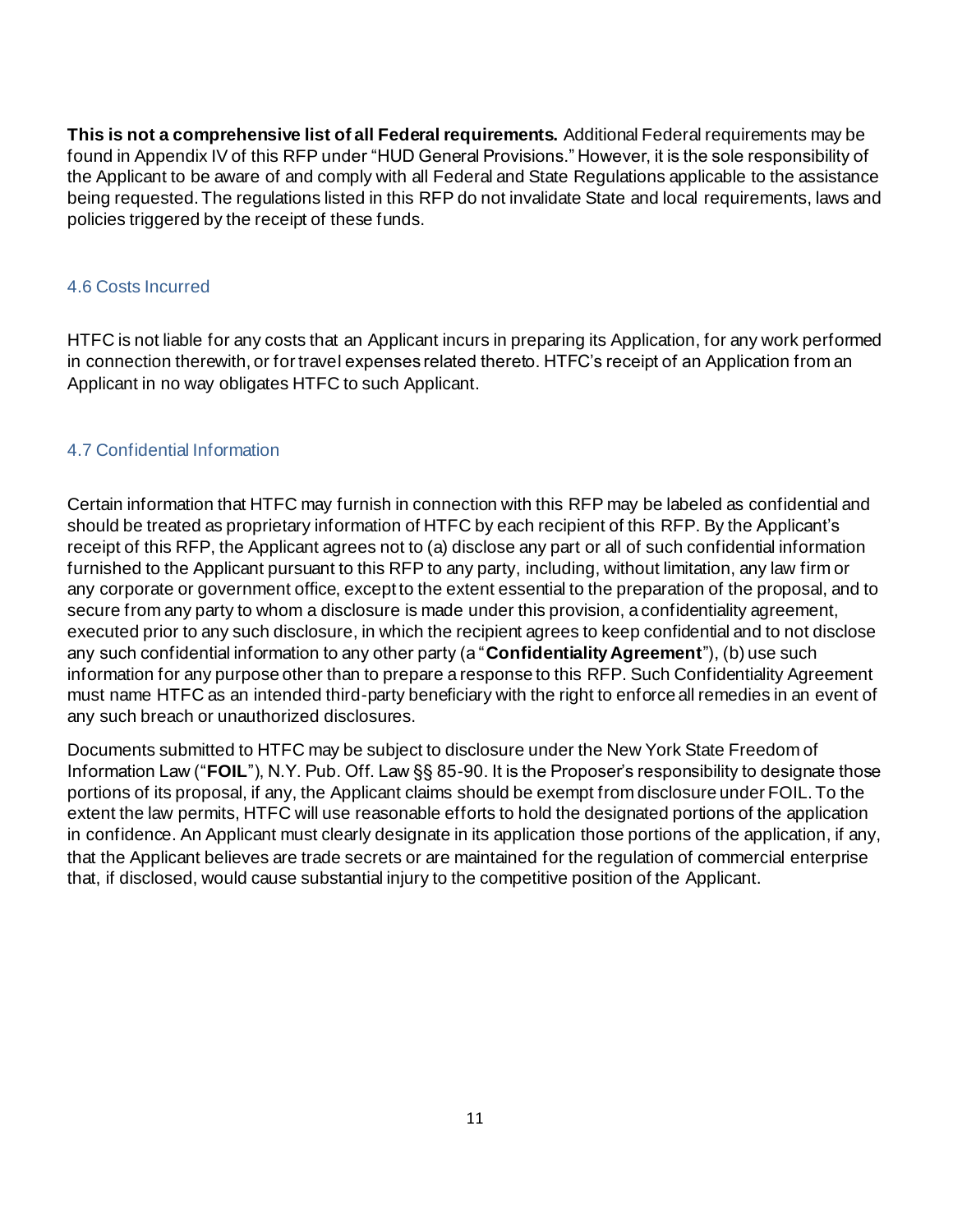**This is not a comprehensive list of all Federal requirements.** Additional Federal requirements may be found in Appendix IV of this RFP under "HUD General Provisions." However, it is the sole responsibility of the Applicant to be aware of and comply with all Federal and State Regulations applicable to the assistance being requested. The regulations listed in this RFP do not invalidate State and local requirements, laws and policies triggered by the receipt of these funds.

### 4.6 Costs Incurred

HTFC is not liable for any costs that an Applicant incurs in preparing its Application, for any work performed in connection therewith, or for travel expenses related thereto. HTFC's receipt of an Application from an Applicant in no way obligates HTFC to such Applicant.

### 4.7 Confidential Information

Certain information that HTFC may furnish in connection with this RFP may be labeled as confidential and should be treated as proprietary information of HTFC by each recipient of this RFP. By the Applicant's receipt of this RFP, the Applicant agrees not to (a) disclose any part or all of such confidential information furnished to the Applicant pursuant to this RFP to any party, including, without limitation, any law firm or any corporate or government office, except to the extent essential to the preparation of the proposal, and to secure from any party to whom a disclosure is made under this provision, a confidentiality agreement, executed prior to any such disclosure, in which the recipient agrees to keep confidential and to not disclose any such confidential information to any other party (a "**Confidentiality Agreement**"), (b) use such information for any purpose other than to prepare a response to this RFP. Such Confidentiality Agreement must name HTFC as an intended third-party beneficiary with the right to enforce all remedies in an event of any such breach or unauthorized disclosures.

Documents submitted to HTFC may be subject to disclosure under the New York State Freedom of Information Law ("**FOIL**"), N.Y. Pub. Off. Law §§ 85-90. It is the Proposer's responsibility to designate those portions of its proposal, if any, the Applicant claims should be exempt from disclosure under FOIL. To the extent the law permits, HTFC will use reasonable efforts to hold the designated portions of the application in confidence. An Applicant must clearly designate in its application those portions of the application, if any, that the Applicant believes are trade secrets or are maintained for the regulation of commercial enterprise that, if disclosed, would cause substantial injury to the competitive position of the Applicant.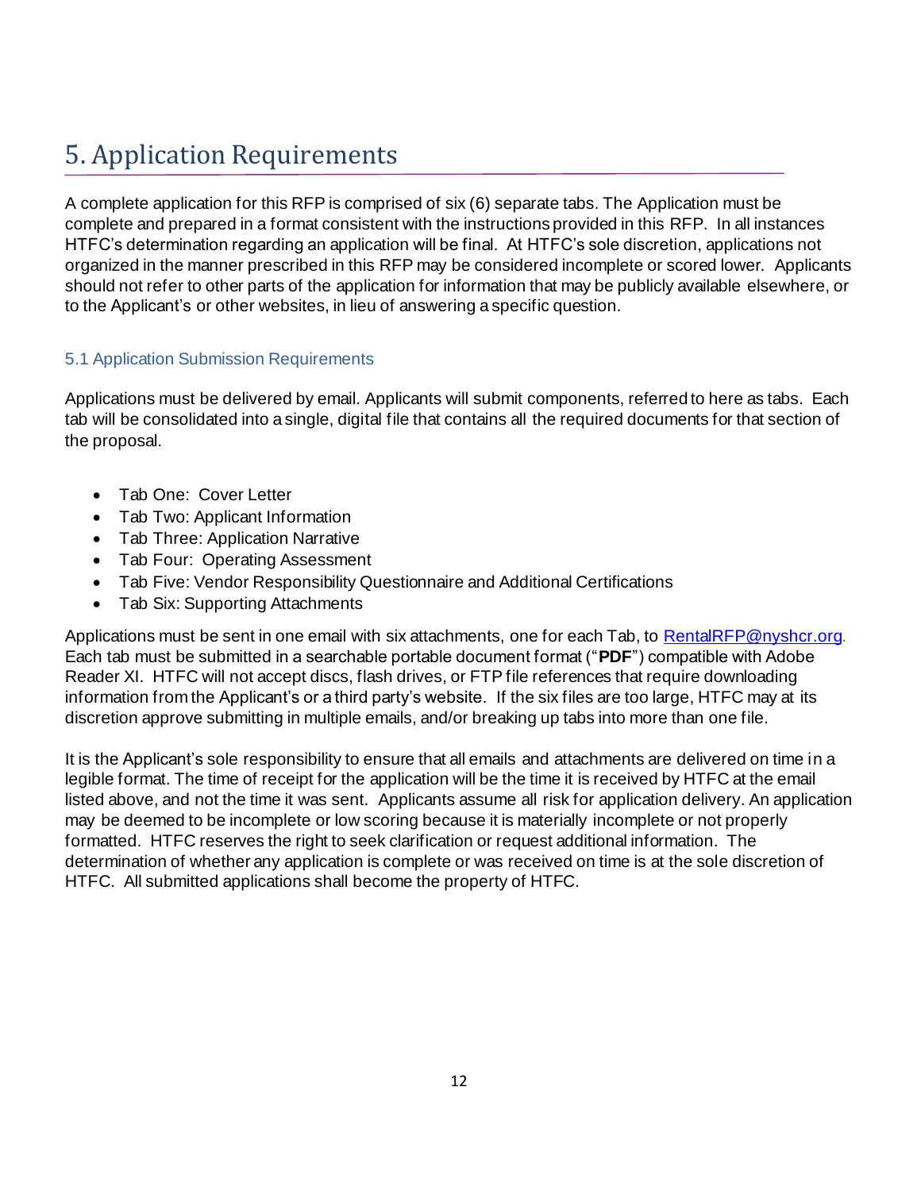# 5. Application Requirements

A complete application for this RFP is comprised of six (6) separate tabs. The Application must be complete and prepared in a format consistent with the instructions provided in this RFP. In all instances HTFC's determination regarding an application will be final. At HTFC's sole discretion, applications not organized in the manner prescribed in this RFP may be considered incomplete or scored lower. Applicants should not refer to other parts of the application for information that may be publicly available elsewhere, or to the Applicant's or other websites, in lieu of answering a specific question.

## 5.1 Application Submission Requirements

Applications must be delivered by email. Applicants will submit components, referred to here as tabs. Each tab will be consolidated into a single, digital file that contains all the required documents for that section of the proposal.

- Tab One: Cover Letter
- Tab Two: Applicant Information
- Tab Three: Application Narrative
- Tab Four: Operating Assessment
- Tab Five: Vendor Responsibility Questionnaire and Additional Certifications
- Tab Six: Supporting Attachments

Applications must be sent in one email with six attachments, one for each Tab, to RentalRFP@nyshcr.org. Each tab must be submitted in a searchable portable document format ("**PDF**") compatible with Adobe Reader XI. HTFC will not accept discs, flash drives, or FTP file references that require downloading information from the Applicant's or a third party's website. If the six files are too large, HTFC may at its discretion approve submitting in multiple emails, and/or breaking up tabs into more than one file.

It is the Applicant's sole responsibility to ensure that all emails and attachments are delivered on time in a legible format. The time of receipt for the application will be the time it is received by HTFC at the email listed above, and not the time it was sent. Applicants assume all risk for application delivery. An application may be deemed to be incomplete or low scoring because it is materially incomplete or not properly formatted. HTFC reserves the right to seek clarification or request additional information. The determination of whether any application is complete or was received on time is at the sole discretion of HTFC. All submitted applications shall become the property of HTFC.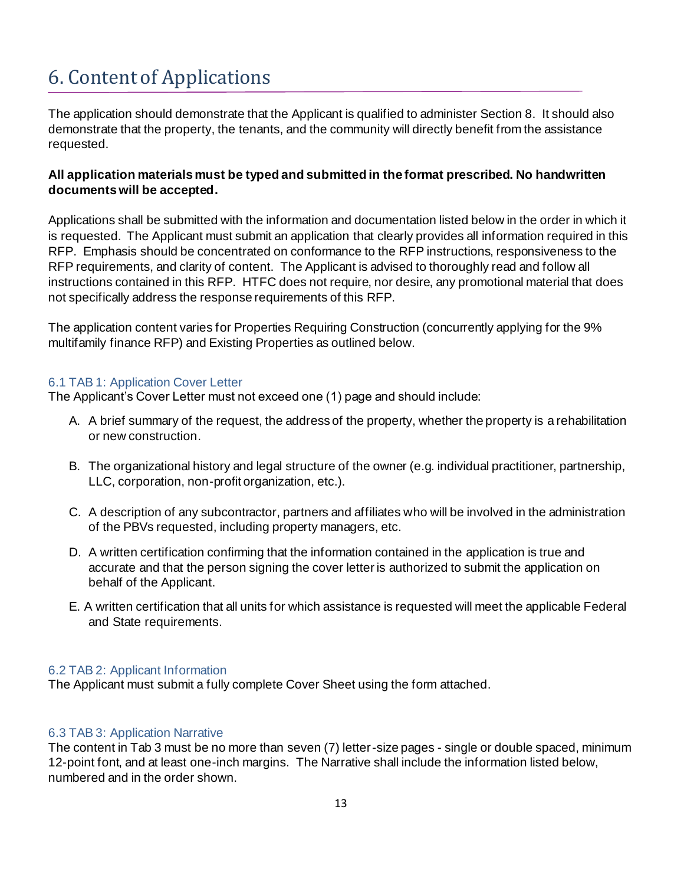# 6. Content of Applications

The application should demonstrate that the Applicant is qualified to administer Section 8. It should also demonstrate that the property, the tenants, and the community will directly benefit from the assistance requested.

**All application materials must be typed and submitted in the format prescribed. No handwritten documents will be accepted.**

Applications shall be submitted with the information and documentation listed below in the order in which it is requested. The Applicant must submit an application that clearly provides all information required in this RFP. Emphasis should be concentrated on conformance to the RFP instructions, responsiveness to the RFP requirements, and clarity of content. The Applicant is advised to thoroughly read and follow all instructions contained in this RFP. HTFC does not require, nor desire, any promotional material that does not specifically address the response requirements of this RFP.

The application content varies for Properties Requiring Construction (concurrently applying for the 9% multifamily finance RFP) and Existing Properties as outlined below.

### 6.1 TAB 1: Application Cover Letter

The Applicant's Cover Letter must not exceed one (1) page and should include:

A. A brief summary of the request, the address of the property, whether the property is a rehabilitation or new construction.

B. The organizational history and legal structure of the owner (e.g. individual practitioner, partnership, LLC, corporation, non-profit organization, etc.).

C. A description of any subcontractor, partners and affiliates who will be involved in the administration of the PBVs requested, including property managers, etc.

D. A written certification confirming that the information contained in the application is true and accurate and that the person signing the cover letter is authorized to submit the application on behalf of the Applicant.

E. A written certification that all units for which assistance is requested will meet the applicable Federal and State requirements.

### 6.2 TAB 2: Applicant Information

The Applicant must submit a fully complete Cover Sheet using the form attached.

### 6.3 TAB 3: Application Narrative

The content in Tab 3 must be no more than seven (7) letter-size pages - single or double spaced, minimum 12-point font, and at least one-inch margins. The Narrative shall include the information listed below, numbered and in the order shown.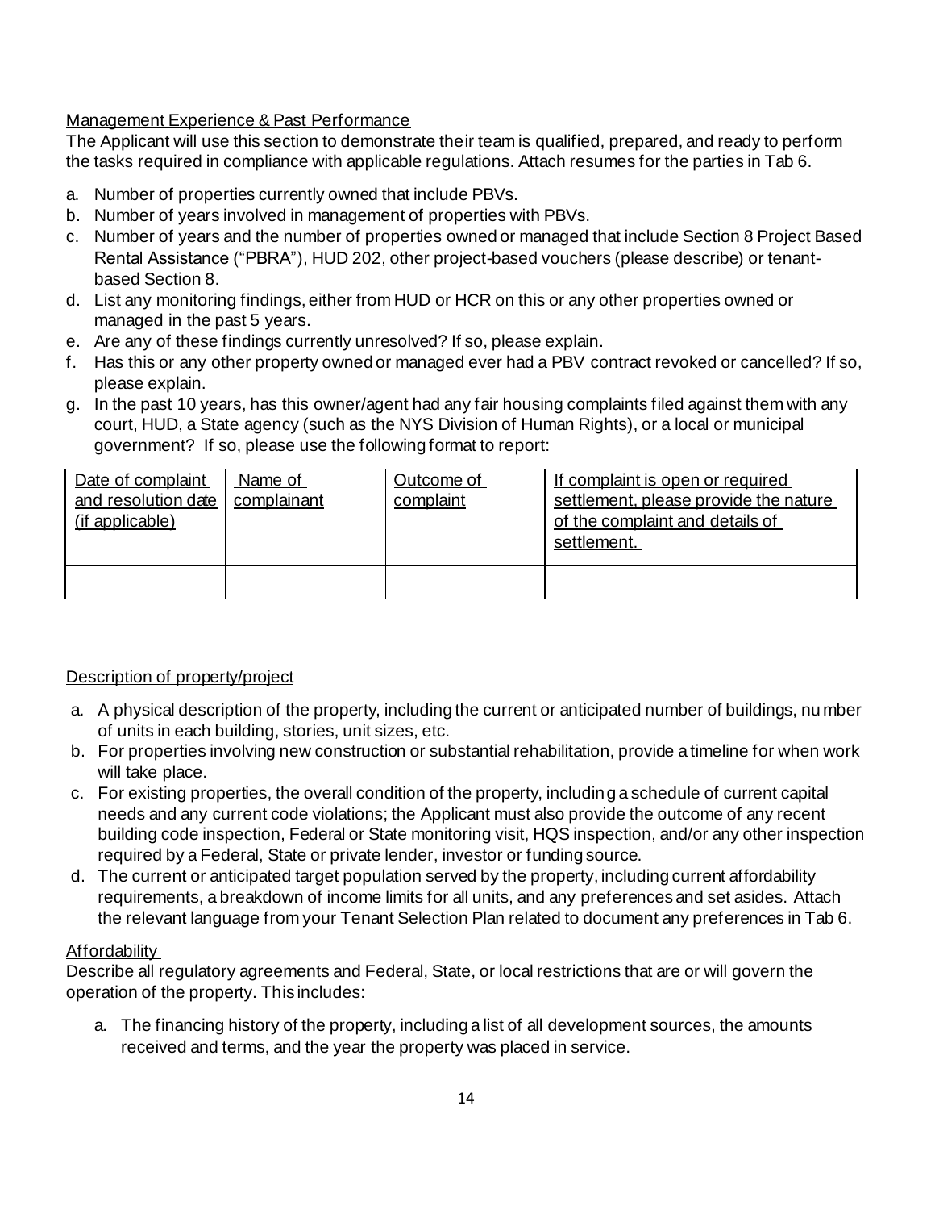## Management Experience & Past Performance

The Applicant will use this section to demonstrate their team is qualified, prepared, and ready to perform the tasks required in compliance with applicable regulations. Attach resumes for the parties in Tab 6.

a. Number of properties currently owned that include PBVs.
b. Number of years involved in management of properties with PBVs.
c. Number of years and the number of properties owned or managed that include Section 8 Project Based Rental Assistance ("PBRA"), HUD 202, other project-based vouchers (please describe) or tenant-based Section 8.
d. List any monitoring findings, either from HUD or HCR on this or any other properties owned or managed in the past 5 years.
e. Are any of these findings currently unresolved? If so, please explain.
f. Has this or any other property owned or managed ever had a PBV contract revoked or cancelled? If so, please explain.
g. In the past 10 years, has this owner/agent had any fair housing complaints filed against them with any court, HUD, a State agency (such as the NYS Division of Human Rights), or a local or municipal government? If so, please use the following format to report:

| Date of complaint and resolution date (if applicable) | Name of complainant | Outcome of complaint | If complaint is open or required settlement, please provide the nature of the complaint and details of settlement. |
|---|---|---|---|
| | | | |

## Description of property/project

a. A physical description of the property, including the current or anticipated number of buildings, number of units in each building, stories, unit sizes, etc.
b. For properties involving new construction or substantial rehabilitation, provide a timeline for when work will take place.
c. For existing properties, the overall condition of the property, including a schedule of current capital needs and any current code violations; the Applicant must also provide the outcome of any recent building code inspection, Federal or State monitoring visit, HQS inspection, and/or any other inspection required by a Federal, State or private lender, investor or funding source.
d. The current or anticipated target population served by the property, including current affordability requirements, a breakdown of income limits for all units, and any preferences and set asides. Attach the relevant language from your Tenant Selection Plan related to document any preferences in Tab 6.

## Affordability

Describe all regulatory agreements and Federal, State, or local restrictions that are or will govern the operation of the property. This includes:

a. The financing history of the property, including a list of all development sources, the amounts received and terms, and the year the property was placed in service.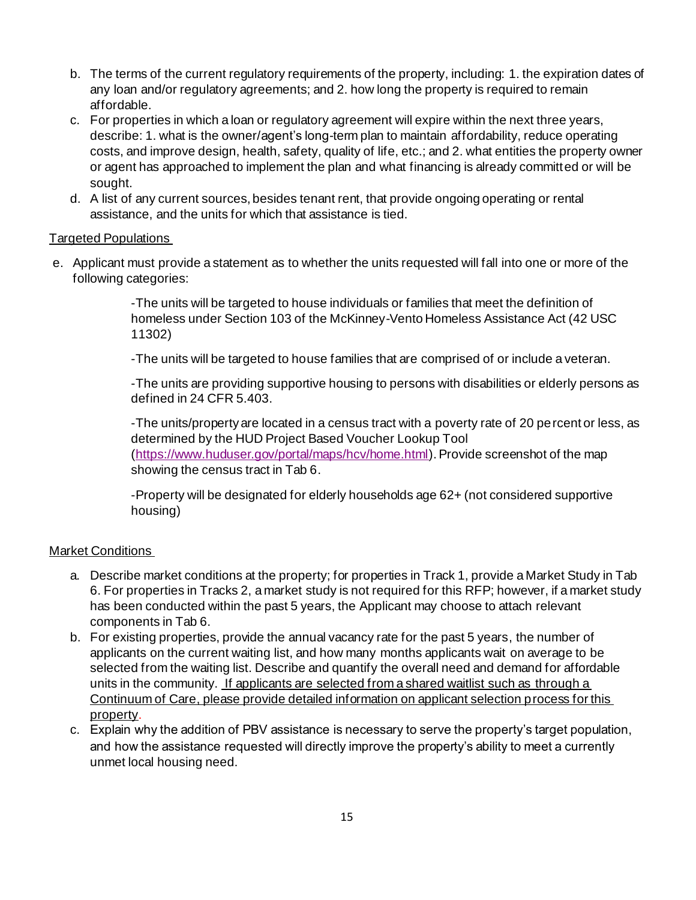b. The terms of the current regulatory requirements of the property, including: 1. the expiration dates of any loan and/or regulatory agreements; and 2. how long the property is required to remain affordable.
c. For properties in which a loan or regulatory agreement will expire within the next three years, describe: 1. what is the owner/agent's long-term plan to maintain affordability, reduce operating costs, and improve design, health, safety, quality of life, etc.; and 2. what entities the property owner or agent has approached to implement the plan and what financing is already committed or will be sought.
d. A list of any current sources, besides tenant rent, that provide ongoing operating or rental assistance, and the units for which that assistance is tied.

<u>Targeted Populations</u>

e. Applicant must provide a statement as to whether the units requested will fall into one or more of the following categories:

   -The units will be targeted to house individuals or families that meet the definition of homeless under Section 103 of the McKinney-Vento Homeless Assistance Act (42 USC 11302)

   -The units will be targeted to house families that are comprised of or include a veteran.

   -The units are providing supportive housing to persons with disabilities or elderly persons as defined in 24 CFR 5.403.

   -The units/property are located in a census tract with a poverty rate of 20 percent or less, as determined by the HUD Project Based Voucher Lookup Tool (https://www.huduser.gov/portal/maps/hcv/home.html). Provide screenshot of the map showing the census tract in Tab 6.

   -Property will be designated for elderly households age 62+ (not considered supportive housing)

<u>Market Conditions</u>

a. Describe market conditions at the property; for properties in Track 1, provide a Market Study in Tab 6. For properties in Tracks 2, a market study is not required for this RFP; however, if a market study has been conducted within the past 5 years, the Applicant may choose to attach relevant components in Tab 6.
b. For existing properties, provide the annual vacancy rate for the past 5 years, the number of applicants on the current waiting list, and how many months applicants wait on average to be selected from the waiting list. Describe and quantify the overall need and demand for affordable units in the community. <u>If applicants are selected from a shared waitlist such as through a Continuum of Care, please provide detailed information on applicant selection process for this property</u>.
c. Explain why the addition of PBV assistance is necessary to serve the property's target population, and how the assistance requested will directly improve the property's ability to meet a currently unmet local housing need.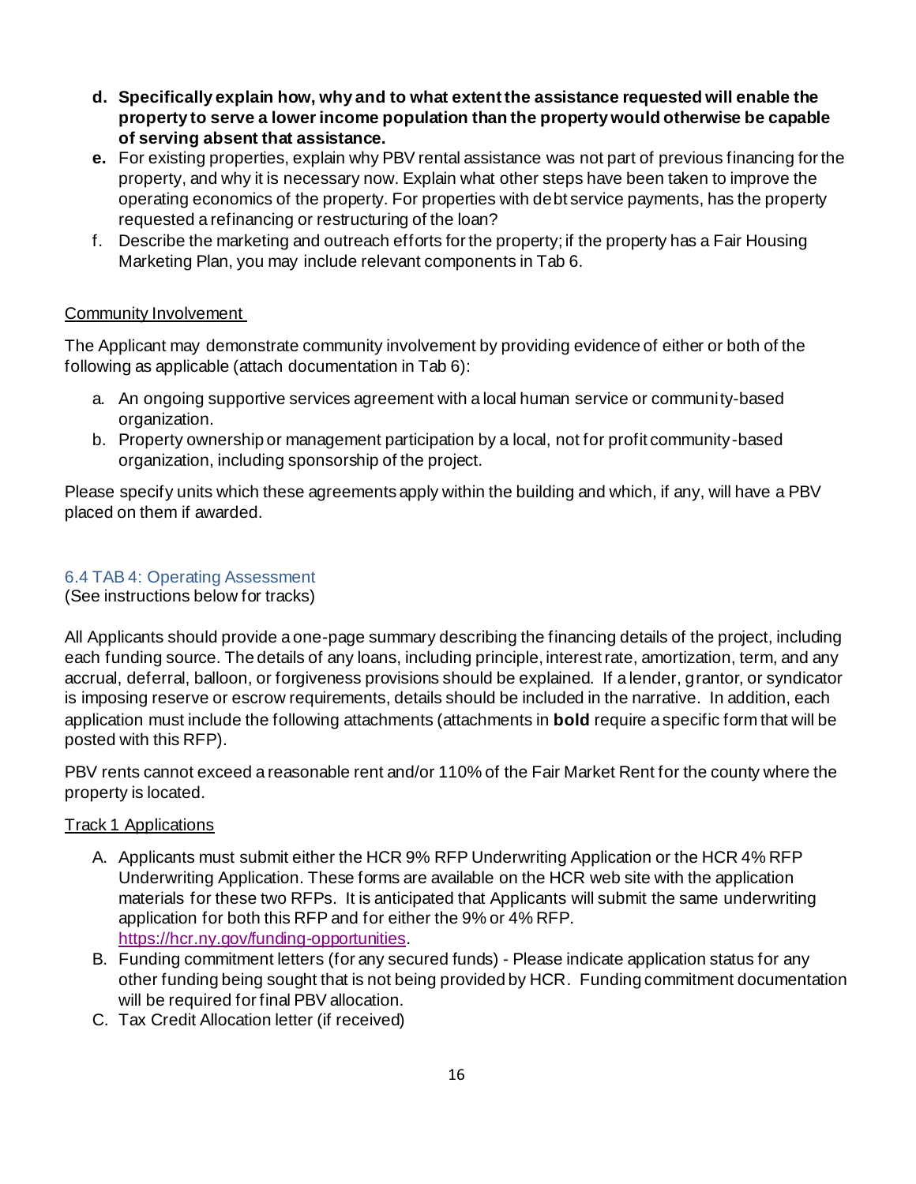- **d. Specifically explain how, why and to what extent the assistance requested will enable the property to serve a lower income population than the property would otherwise be capable of serving absent that assistance.**
- **e.** For existing properties, explain why PBV rental assistance was not part of previous financing for the property, and why it is necessary now. Explain what other steps have been taken to improve the operating economics of the property. For properties with debt service payments, has the property requested a refinancing or restructuring of the loan?
- f. Describe the marketing and outreach efforts for the property; if the property has a Fair Housing Marketing Plan, you may include relevant components in Tab 6.

Community Involvement

The Applicant may demonstrate community involvement by providing evidence of either or both of the following as applicable (attach documentation in Tab 6):

a. An ongoing supportive services agreement with a local human service or community-based organization.
b. Property ownership or management participation by a local, not for profit community-based organization, including sponsorship of the project.

Please specify units which these agreements apply within the building and which, if any, will have a PBV placed on them if awarded.

### 6.4 TAB 4: Operating Assessment

(See instructions below for tracks)

All Applicants should provide a one-page summary describing the financing details of the project, including each funding source. The details of any loans, including principle, interest rate, amortization, term, and any accrual, deferral, balloon, or forgiveness provisions should be explained. If a lender, grantor, or syndicator is imposing reserve or escrow requirements, details should be included in the narrative. In addition, each application must include the following attachments (attachments in **bold** require a specific form that will be posted with this RFP).

PBV rents cannot exceed a reasonable rent and/or 110% of the Fair Market Rent for the county where the property is located.

Track 1 Applications

A. Applicants must submit either the HCR 9% RFP Underwriting Application or the HCR 4% RFP Underwriting Application. These forms are available on the HCR web site with the application materials for these two RFPs. It is anticipated that Applicants will submit the same underwriting application for both this RFP and for either the 9% or 4% RFP. https://hcr.ny.gov/funding-opportunities.
B. Funding commitment letters (for any secured funds) - Please indicate application status for any other funding being sought that is not being provided by HCR. Funding commitment documentation will be required for final PBV allocation.
C. Tax Credit Allocation letter (if received)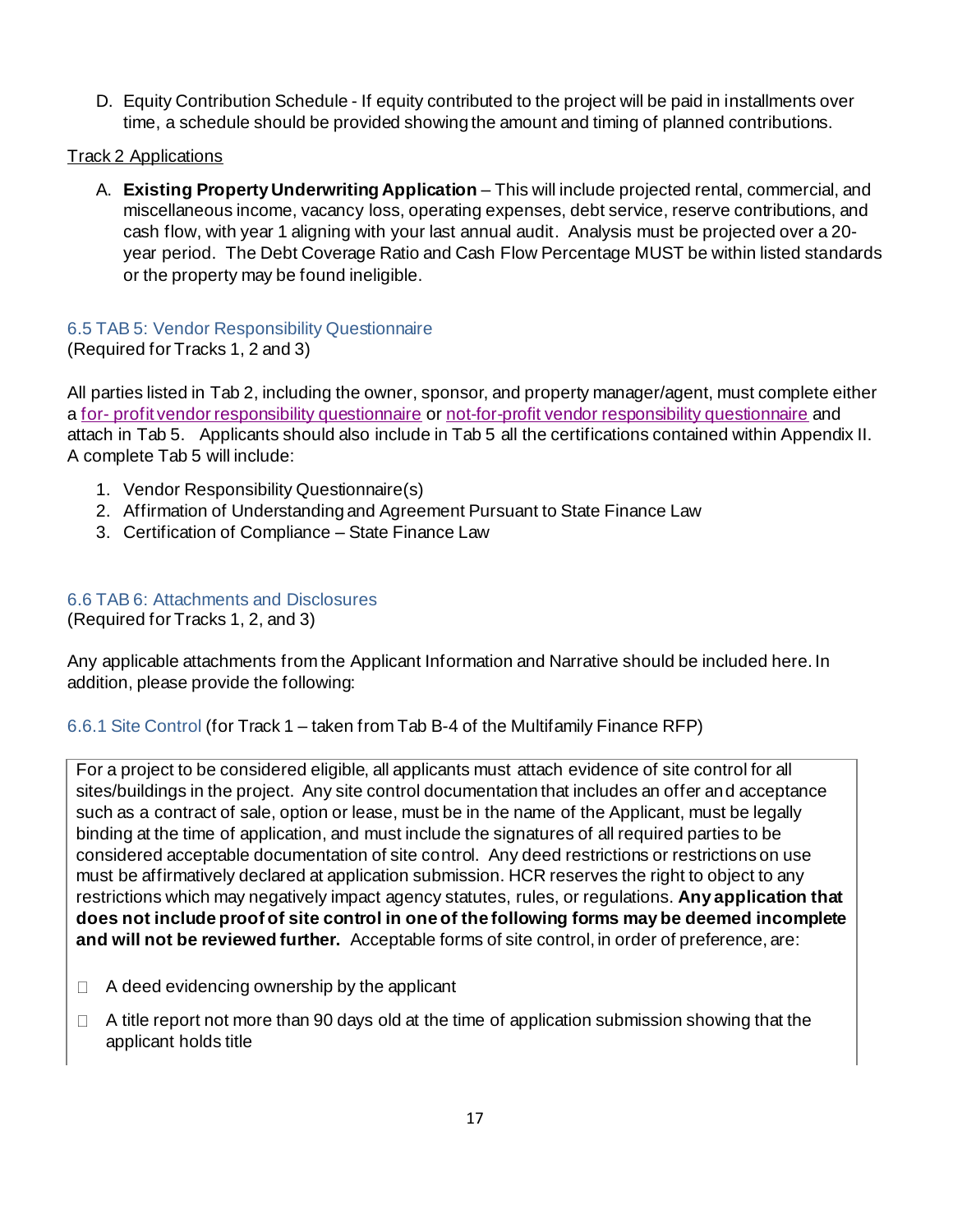D. Equity Contribution Schedule - If equity contributed to the project will be paid in installments over time, a schedule should be provided showing the amount and timing of planned contributions.

Track 2 Applications

A. **Existing Property Underwriting Application** – This will include projected rental, commercial, and miscellaneous income, vacancy loss, operating expenses, debt service, reserve contributions, and cash flow, with year 1 aligning with your last annual audit. Analysis must be projected over a 20-year period. The Debt Coverage Ratio and Cash Flow Percentage MUST be within listed standards or the property may be found ineligible.

### 6.5 TAB 5: Vendor Responsibility Questionnaire

(Required for Tracks 1, 2 and 3)

All parties listed in Tab 2, including the owner, sponsor, and property manager/agent, must complete either a for- profit vendor responsibility questionnaire or not-for-profit vendor responsibility questionnaire and attach in Tab 5. Applicants should also include in Tab 5 all the certifications contained within Appendix II. A complete Tab 5 will include:

1. Vendor Responsibility Questionnaire(s)
2. Affirmation of Understanding and Agreement Pursuant to State Finance Law
3. Certification of Compliance – State Finance Law

### 6.6 TAB 6: Attachments and Disclosures

(Required for Tracks 1, 2, and 3)

Any applicable attachments from the Applicant Information and Narrative should be included here. In addition, please provide the following:

#### 6.6.1 Site Control (for Track 1 – taken from Tab B-4 of the Multifamily Finance RFP)

For a project to be considered eligible, all applicants must attach evidence of site control for all sites/buildings in the project. Any site control documentation that includes an offer and acceptance such as a contract of sale, option or lease, must be in the name of the Applicant, must be legally binding at the time of application, and must include the signatures of all required parties to be considered acceptable documentation of site control. Any deed restrictions or restrictions on use must be affirmatively declared at application submission. HCR reserves the right to object to any restrictions which may negatively impact agency statutes, rules, or regulations. **Any application that does not include proof of site control in one of the following forms may be deemed incomplete and will not be reviewed further.** Acceptable forms of site control, in order of preference, are:

- ☐ A deed evidencing ownership by the applicant
- ☐ A title report not more than 90 days old at the time of application submission showing that the applicant holds title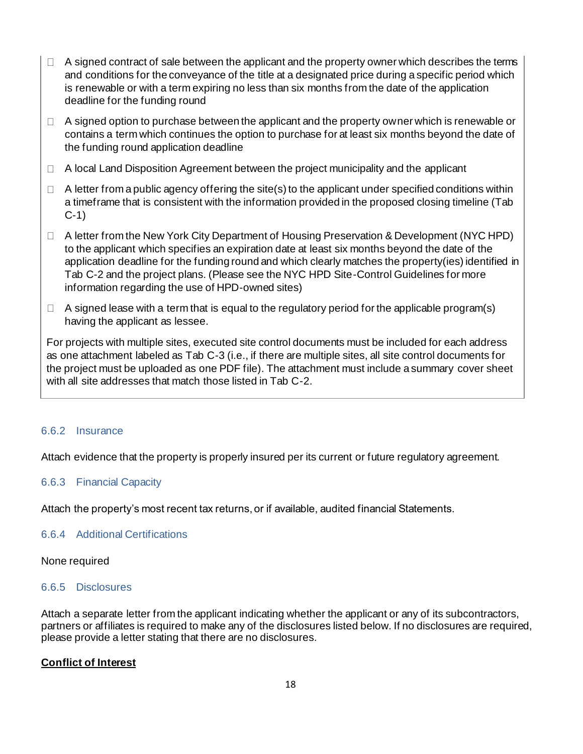- ☐ A signed contract of sale between the applicant and the property owner which describes the terms and conditions for the conveyance of the title at a designated price during a specific period which is renewable or with a term expiring no less than six months from the date of the application deadline for the funding round
- ☐ A signed option to purchase between the applicant and the property owner which is renewable or contains a term which continues the option to purchase for at least six months beyond the date of the funding round application deadline
- ☐ A local Land Disposition Agreement between the project municipality and the applicant
- ☐ A letter from a public agency offering the site(s) to the applicant under specified conditions within a timeframe that is consistent with the information provided in the proposed closing timeline (Tab C-1)
- ☐ A letter from the New York City Department of Housing Preservation & Development (NYC HPD) to the applicant which specifies an expiration date at least six months beyond the date of the application deadline for the funding round and which clearly matches the property(ies) identified in Tab C-2 and the project plans. (Please see the NYC HPD Site-Control Guidelines for more information regarding the use of HPD-owned sites)
- ☐ A signed lease with a term that is equal to the regulatory period for the applicable program(s) having the applicant as lessee.

For projects with multiple sites, executed site control documents must be included for each address as one attachment labeled as Tab C-3 (i.e., if there are multiple sites, all site control documents for the project must be uploaded as one PDF file). The attachment must include a summary cover sheet with all site addresses that match those listed in Tab C-2.

### 6.6.2 Insurance

Attach evidence that the property is properly insured per its current or future regulatory agreement.

### 6.6.3 Financial Capacity

Attach the property's most recent tax returns, or if available, audited financial Statements.

### 6.6.4 Additional Certifications

None required

### 6.6.5 Disclosures

Attach a separate letter from the applicant indicating whether the applicant or any of its subcontractors, partners or affiliates is required to make any of the disclosures listed below. If no disclosures are required, please provide a letter stating that there are no disclosures.

**Conflict of Interest**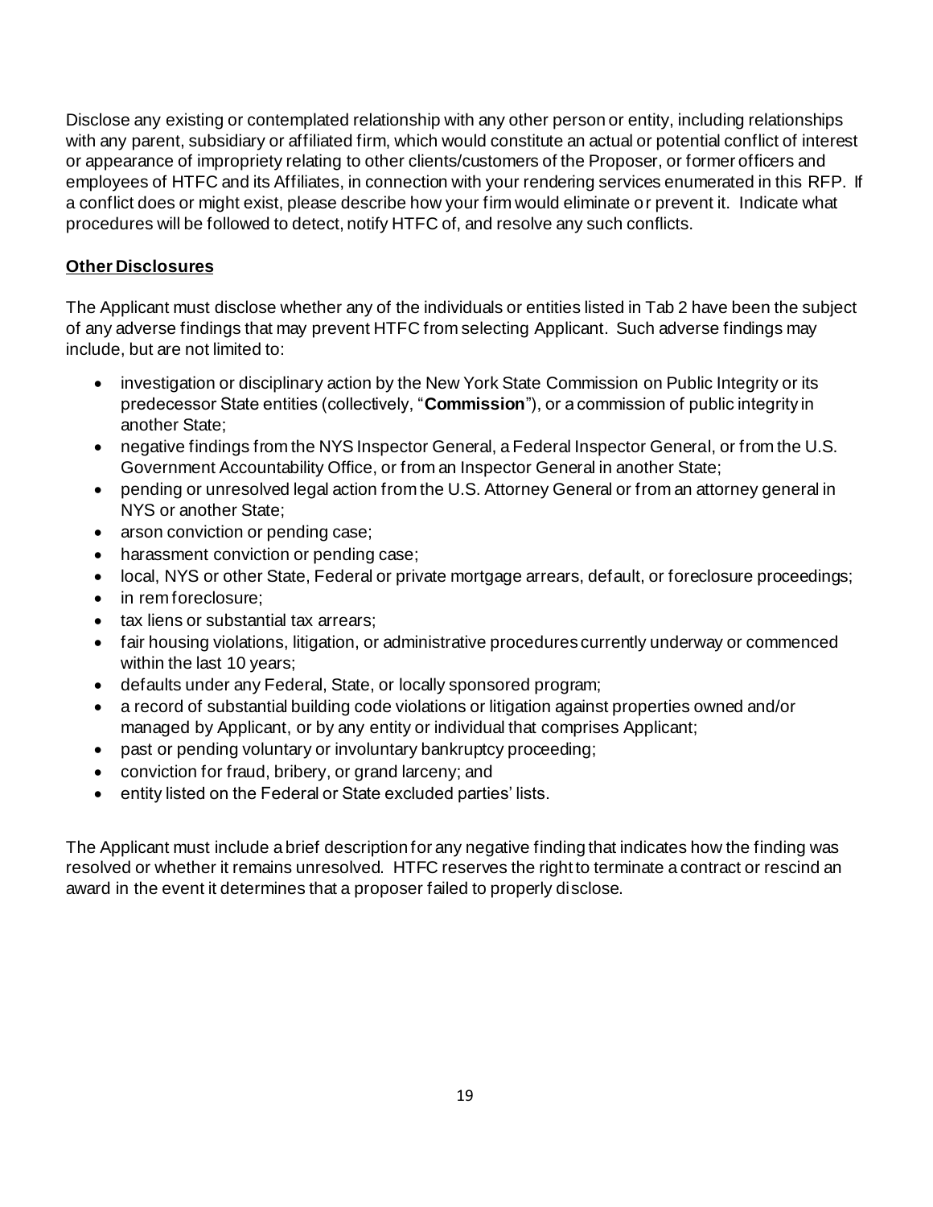Disclose any existing or contemplated relationship with any other person or entity, including relationships with any parent, subsidiary or affiliated firm, which would constitute an actual or potential conflict of interest or appearance of impropriety relating to other clients/customers of the Proposer, or former officers and employees of HTFC and its Affiliates, in connection with your rendering services enumerated in this RFP. If a conflict does or might exist, please describe how your firm would eliminate or prevent it. Indicate what procedures will be followed to detect, notify HTFC of, and resolve any such conflicts.

**Other Disclosures**

The Applicant must disclose whether any of the individuals or entities listed in Tab 2 have been the subject of any adverse findings that may prevent HTFC from selecting Applicant. Such adverse findings may include, but are not limited to:

- investigation or disciplinary action by the New York State Commission on Public Integrity or its predecessor State entities (collectively, "**Commission**"), or a commission of public integrity in another State;
- negative findings from the NYS Inspector General, a Federal Inspector General, or from the U.S. Government Accountability Office, or from an Inspector General in another State;
- pending or unresolved legal action from the U.S. Attorney General or from an attorney general in NYS or another State;
- arson conviction or pending case;
- harassment conviction or pending case;
- local, NYS or other State, Federal or private mortgage arrears, default, or foreclosure proceedings;
- in rem foreclosure;
- tax liens or substantial tax arrears;
- fair housing violations, litigation, or administrative procedures currently underway or commenced within the last 10 years;
- defaults under any Federal, State, or locally sponsored program;
- a record of substantial building code violations or litigation against properties owned and/or managed by Applicant, or by any entity or individual that comprises Applicant;
- past or pending voluntary or involuntary bankruptcy proceeding;
- conviction for fraud, bribery, or grand larceny; and
- entity listed on the Federal or State excluded parties' lists.

The Applicant must include a brief description for any negative finding that indicates how the finding was resolved or whether it remains unresolved. HTFC reserves the right to terminate a contract or rescind an award in the event it determines that a proposer failed to properly disclose.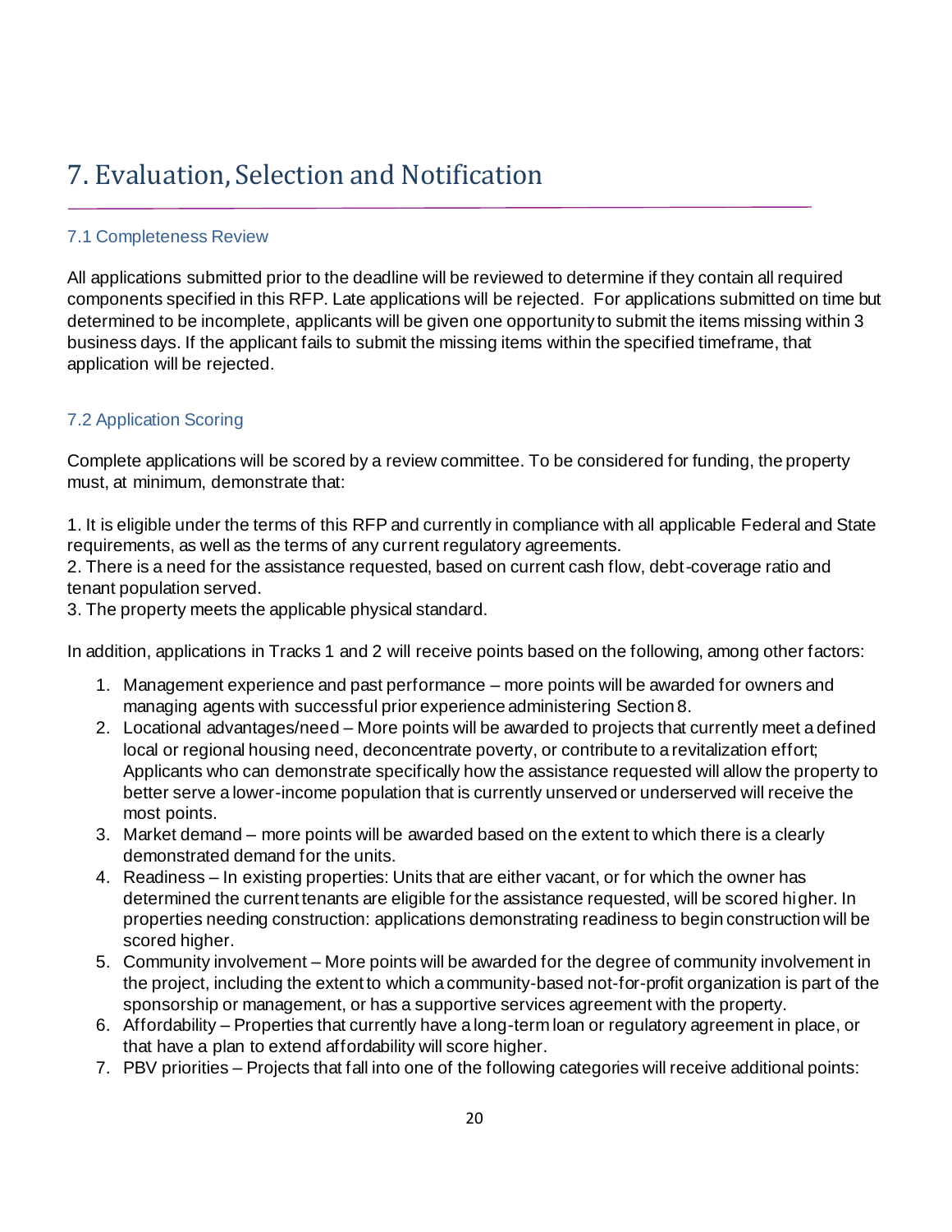# 7. Evaluation, Selection and Notification

### 7.1 Completeness Review

All applications submitted prior to the deadline will be reviewed to determine if they contain all required components specified in this RFP. Late applications will be rejected. For applications submitted on time but determined to be incomplete, applicants will be given one opportunity to submit the items missing within 3 business days. If the applicant fails to submit the missing items within the specified timeframe, that application will be rejected.

### 7.2 Application Scoring

Complete applications will be scored by a review committee. To be considered for funding, the property must, at minimum, demonstrate that:

1. It is eligible under the terms of this RFP and currently in compliance with all applicable Federal and State requirements, as well as the terms of any current regulatory agreements.
2. There is a need for the assistance requested, based on current cash flow, debt-coverage ratio and tenant population served.
3. The property meets the applicable physical standard.

In addition, applications in Tracks 1 and 2 will receive points based on the following, among other factors:

1. Management experience and past performance – more points will be awarded for owners and managing agents with successful prior experience administering Section 8.
2. Locational advantages/need – More points will be awarded to projects that currently meet a defined local or regional housing need, deconcentrate poverty, or contribute to a revitalization effort; Applicants who can demonstrate specifically how the assistance requested will allow the property to better serve a lower-income population that is currently unserved or underserved will receive the most points.
3. Market demand – more points will be awarded based on the extent to which there is a clearly demonstrated demand for the units.
4. Readiness – In existing properties: Units that are either vacant, or for which the owner has determined the current tenants are eligible for the assistance requested, will be scored higher. In properties needing construction: applications demonstrating readiness to begin construction will be scored higher.
5. Community involvement – More points will be awarded for the degree of community involvement in the project, including the extent to which a community-based not-for-profit organization is part of the sponsorship or management, or has a supportive services agreement with the property.
6. Affordability – Properties that currently have a long-term loan or regulatory agreement in place, or that have a plan to extend affordability will score higher.
7. PBV priorities – Projects that fall into one of the following categories will receive additional points: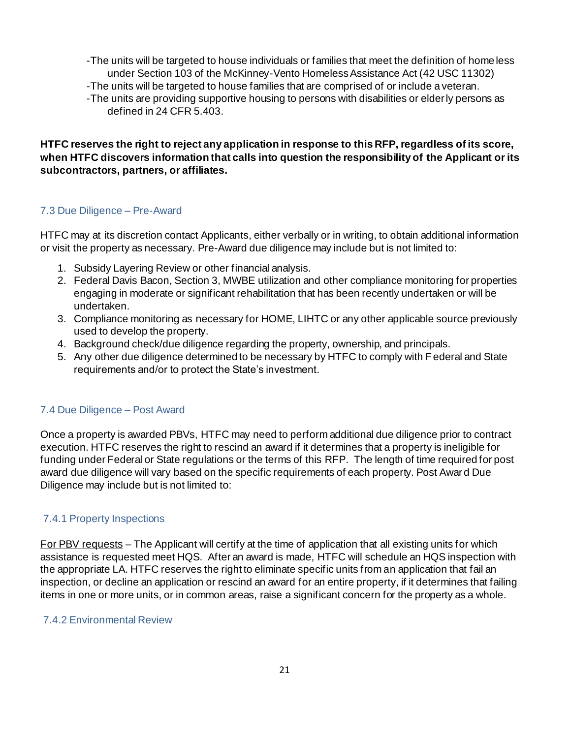-The units will be targeted to house individuals or families that meet the definition of homeless under Section 103 of the McKinney-Vento Homeless Assistance Act (42 USC 11302)
-The units will be targeted to house families that are comprised of or include a veteran.
-The units are providing supportive housing to persons with disabilities or elderly persons as defined in 24 CFR 5.403.

**HTFC reserves the right to reject any application in response to this RFP, regardless of its score, when HTFC discovers information that calls into question the responsibility of the Applicant or its subcontractors, partners, or affiliates.**

## 7.3 Due Diligence – Pre-Award

HTFC may at its discretion contact Applicants, either verbally or in writing, to obtain additional information or visit the property as necessary. Pre-Award due diligence may include but is not limited to:

1. Subsidy Layering Review or other financial analysis.
2. Federal Davis Bacon, Section 3, MWBE utilization and other compliance monitoring for properties engaging in moderate or significant rehabilitation that has been recently undertaken or will be undertaken.
3. Compliance monitoring as necessary for HOME, LIHTC or any other applicable source previously used to develop the property.
4. Background check/due diligence regarding the property, ownership, and principals.
5. Any other due diligence determined to be necessary by HTFC to comply with Federal and State requirements and/or to protect the State's investment.

## 7.4 Due Diligence – Post Award

Once a property is awarded PBVs, HTFC may need to perform additional due diligence prior to contract execution. HTFC reserves the right to rescind an award if it determines that a property is ineligible for funding under Federal or State regulations or the terms of this RFP. The length of time required for post award due diligence will vary based on the specific requirements of each property. Post Award Due Diligence may include but is not limited to:

### 7.4.1 Property Inspections

For PBV requests – The Applicant will certify at the time of application that all existing units for which assistance is requested meet HQS. After an award is made, HTFC will schedule an HQS inspection with the appropriate LA. HTFC reserves the right to eliminate specific units from an application that fail an inspection, or decline an application or rescind an award for an entire property, if it determines that failing items in one or more units, or in common areas, raise a significant concern for the property as a whole.

### 7.4.2 Environmental Review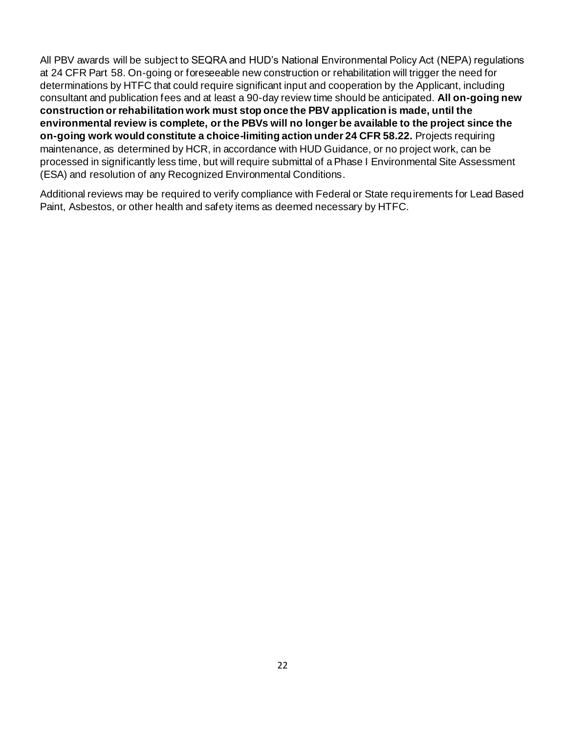All PBV awards will be subject to SEQRA and HUD's National Environmental Policy Act (NEPA) regulations at 24 CFR Part 58. On-going or foreseeable new construction or rehabilitation will trigger the need for determinations by HTFC that could require significant input and cooperation by the Applicant, including consultant and publication fees and at least a 90-day review time should be anticipated. **All on-going new construction or rehabilitation work must stop once the PBV application is made, until the environmental review is complete, or the PBVs will no longer be available to the project since the on-going work would constitute a choice-limiting action under 24 CFR 58.22.** Projects requiring maintenance, as determined by HCR, in accordance with HUD Guidance, or no project work, can be processed in significantly less time, but will require submittal of a Phase I Environmental Site Assessment (ESA) and resolution of any Recognized Environmental Conditions.

Additional reviews may be required to verify compliance with Federal or State requirements for Lead Based Paint, Asbestos, or other health and safety items as deemed necessary by HTFC.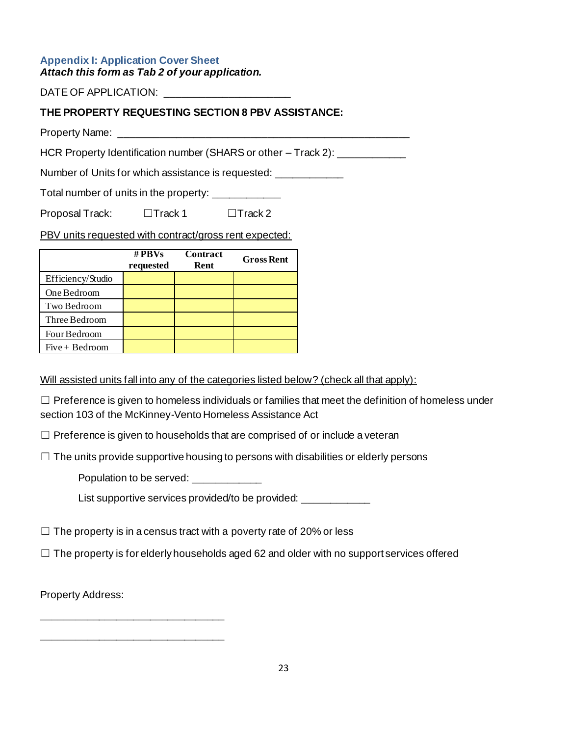## Appendix I: Application Cover Sheet

***Attach this form as Tab 2 of your application.***

DATE OF APPLICATION: ____________________

**THE PROPERTY REQUESTING SECTION 8 PBV ASSISTANCE:**

Property Name: ____________________________________________

HCR Property Identification number (SHARS or other – Track 2): ___________

Number of Units for which assistance is requested: ___________

Total number of units in the property: ___________

Proposal Track: ☐Track 1 ☐Track 2

PBV units requested with contract/gross rent expected:

| | # PBVs requested | Contract Rent | Gross Rent |
|---|---|---|---|
| Efficiency/Studio | | | |
| One Bedroom | | | |
| Two Bedroom | | | |
| Three Bedroom | | | |
| Four Bedroom | | | |
| Five + Bedroom | | | |

Will assisted units fall into any of the categories listed below? (check all that apply):

☐ Preference is given to homeless individuals or families that meet the definition of homeless under section 103 of the McKinney-Vento Homeless Assistance Act

☐ Preference is given to households that are comprised of or include a veteran

☐ The units provide supportive housing to persons with disabilities or elderly persons

Population to be served: ___________

List supportive services provided/to be provided: ___________

☐ The property is in a census tract with a poverty rate of 20% or less

☐ The property is for elderly households aged 62 and older with no support services offered

Property Address:

_____________________________

_____________________________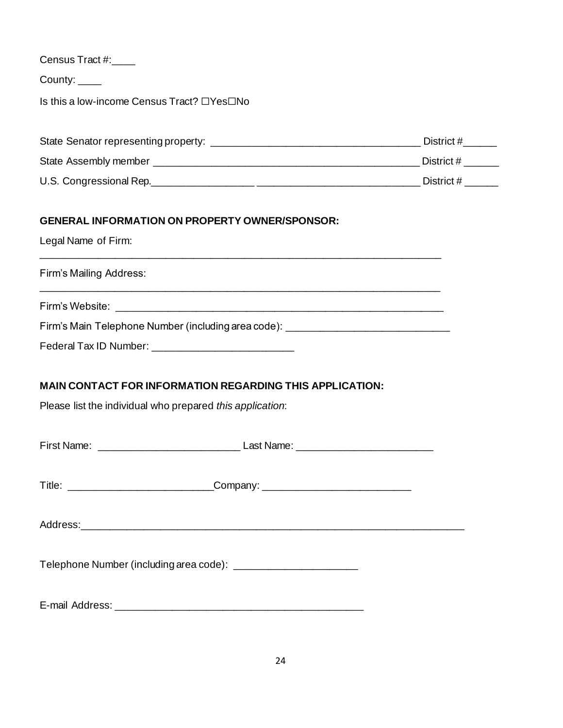Census Tract #:____

County: ____

Is this a low-income Census Tract? ☐Yes☐No

State Senator representing property: ____________________________________ District #______

State Assembly member ______________________________________________ District # ______

U.S. Congressional Rep.__________________ _____________________________ District # ______

**GENERAL INFORMATION ON PROPERTY OWNER/SPONSOR:**

Legal Name of Firm:

_______________________________________________________________________

Firm's Mailing Address:

_______________________________________________________________________

Firm's Website: __________________________________________________________

Firm's Main Telephone Number (including area code): ____________________________

Federal Tax ID Number: ________________________

**MAIN CONTACT FOR INFORMATION REGARDING THIS APPLICATION:**

Please list the individual who prepared *this application*:

First Name: ________________________ Last Name: _______________________

Title: _________________________Company: _________________________

Address:___________________________________________________________________

Telephone Number (including area code): _____________________

E-mail Address: ___________________________________________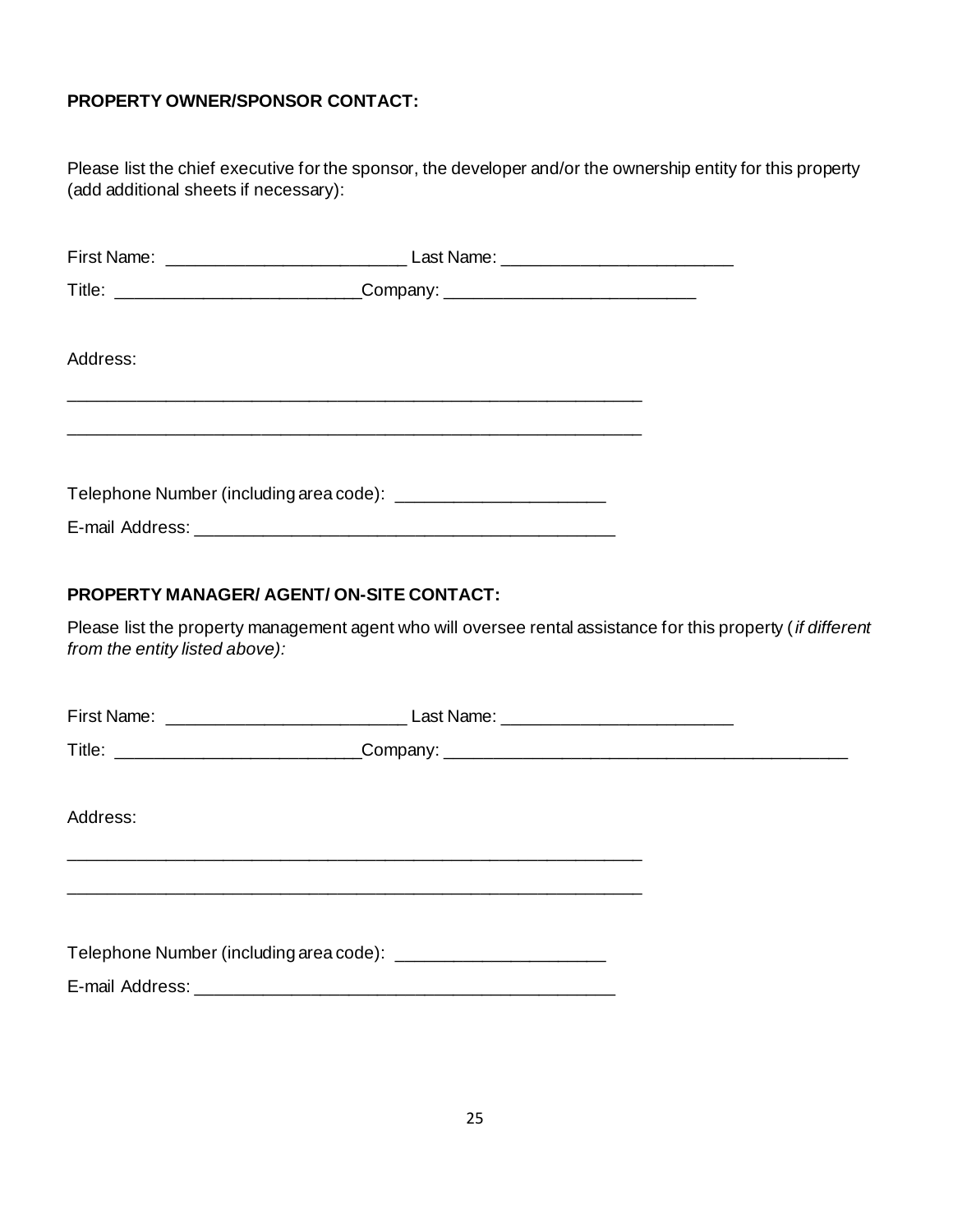**PROPERTY OWNER/SPONSOR CONTACT:**

Please list the chief executive for the sponsor, the developer and/or the ownership entity for this property (add additional sheets if necessary):

First Name: ________________________ Last Name: ________________________

Title: ________________________Company: ________________________

Address:

____________________________________________________________

____________________________________________________________

Telephone Number (including area code): ______________________

E-mail Address: ________________________________________

**PROPERTY MANAGER/ AGENT/ ON-SITE CONTACT:**

Please list the property management agent who will oversee rental assistance for this property (*if different from the entity listed above):*

First Name: ________________________ Last Name: ________________________

Title: ________________________Company: ________________________________________

Address:

____________________________________________________________

____________________________________________________________

Telephone Number (including area code): ______________________

E-mail Address: ________________________________________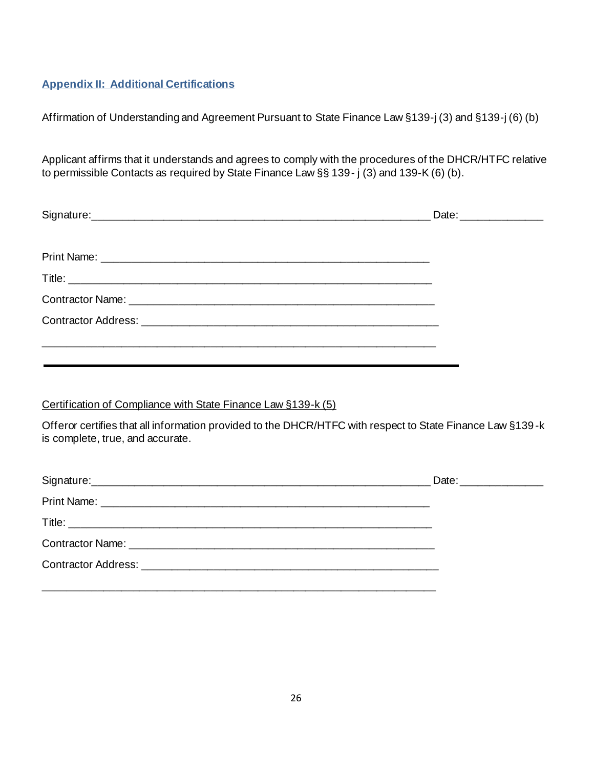## Appendix II: Additional Certifications

Affirmation of Understanding and Agreement Pursuant to State Finance Law §139-j (3) and §139-j (6) (b)

Applicant affirms that it understands and agrees to comply with the procedures of the DHCR/HTFC relative to permissible Contacts as required by State Finance Law §§ 139- j (3) and 139-K (6) (b).

Signature:_______________________________________________________ Date:_____________

Print Name: ________________________________________________________

Title: ____________________________________________________________

Contractor Name: ____________________________________________________

Contractor Address: __________________________________________________

______________________________________________________________________

---

Certification of Compliance with State Finance Law §139-k (5)

Offeror certifies that all information provided to the DHCR/HTFC with respect to State Finance Law §139-k is complete, true, and accurate.

Signature:_______________________________________________________ Date:_____________

Print Name: ________________________________________________________

Title: ____________________________________________________________

Contractor Name: ____________________________________________________

Contractor Address: __________________________________________________

______________________________________________________________________